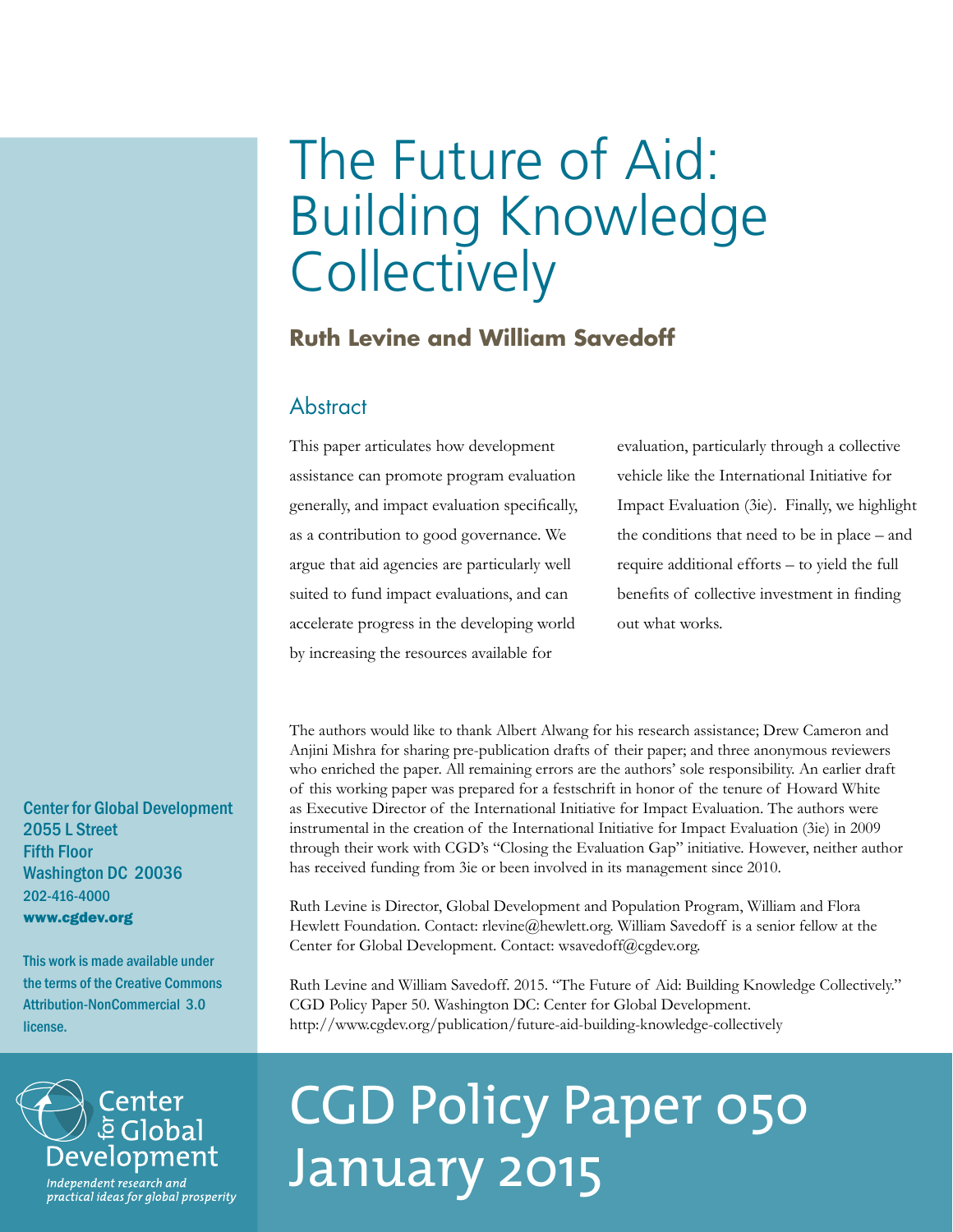# The Future of Aid: Building Knowledge Collectively

**Ruth Levine and William Savedoff**

## Abstract

This paper articulates how development assistance can promote program evaluation generally, and impact evaluation specifically, as a contribution to good governance. We argue that aid agencies are particularly well suited to fund impact evaluations, and can accelerate progress in the developing world by increasing the resources available for evaluation, particularly through a collective vehicle like the International Initiative for Impact Evaluation (3ie). Finally, we highlight the conditions that need to be in place – and require additional efforts – to yield the full benefits of collective investment in finding out what works.

The authors would like to thank Albert Alwang for his research assistance; Drew Cameron and Anjini Mishra for sharing pre-publication drafts of their paper; and three anonymous reviewers who enriched the paper. All remaining errors are the authors' sole responsibility. An earlier draft of this working paper was prepared for a festschrift in honor of the tenure of Howard White as Executive Director of the International Initiative for Impact Evaluation. The authors were instrumental in the creation of the International Initiative for Impact Evaluation (3ie) in 2009 through their work with CGD's "Closing the Evaluation Gap" initiative. However, neither author has received funding from 3ie or been involved in its management since 2010.

Ruth Levine is Director, Global Development and Population Program, William and Flora Hewlett Foundation. Contact: rlevine@hewlett.org. William Savedoff is a senior fellow at the Center for Global Development. Contact: wsavedoff@cgdev.org.

Ruth Levine and William Savedoff. 2015. "The Future of Aid: Building Knowledge Collectively." CGD Policy Paper 50. Washington DC: Center for Global Development.
http://www.cgdev.org/publication/future-aid-building-knowledge-collectively

Center for Global Development
2055 L Street
Fifth Floor
Washington DC 20036
202-416-4000
www.cgdev.org

This work is made available under the terms of the Creative Commons Attribution-NonCommercial 3.0 license.

Center for Global Development
*Independent research and practical ideas for global prosperity*

CGD Policy Paper 050
January 2015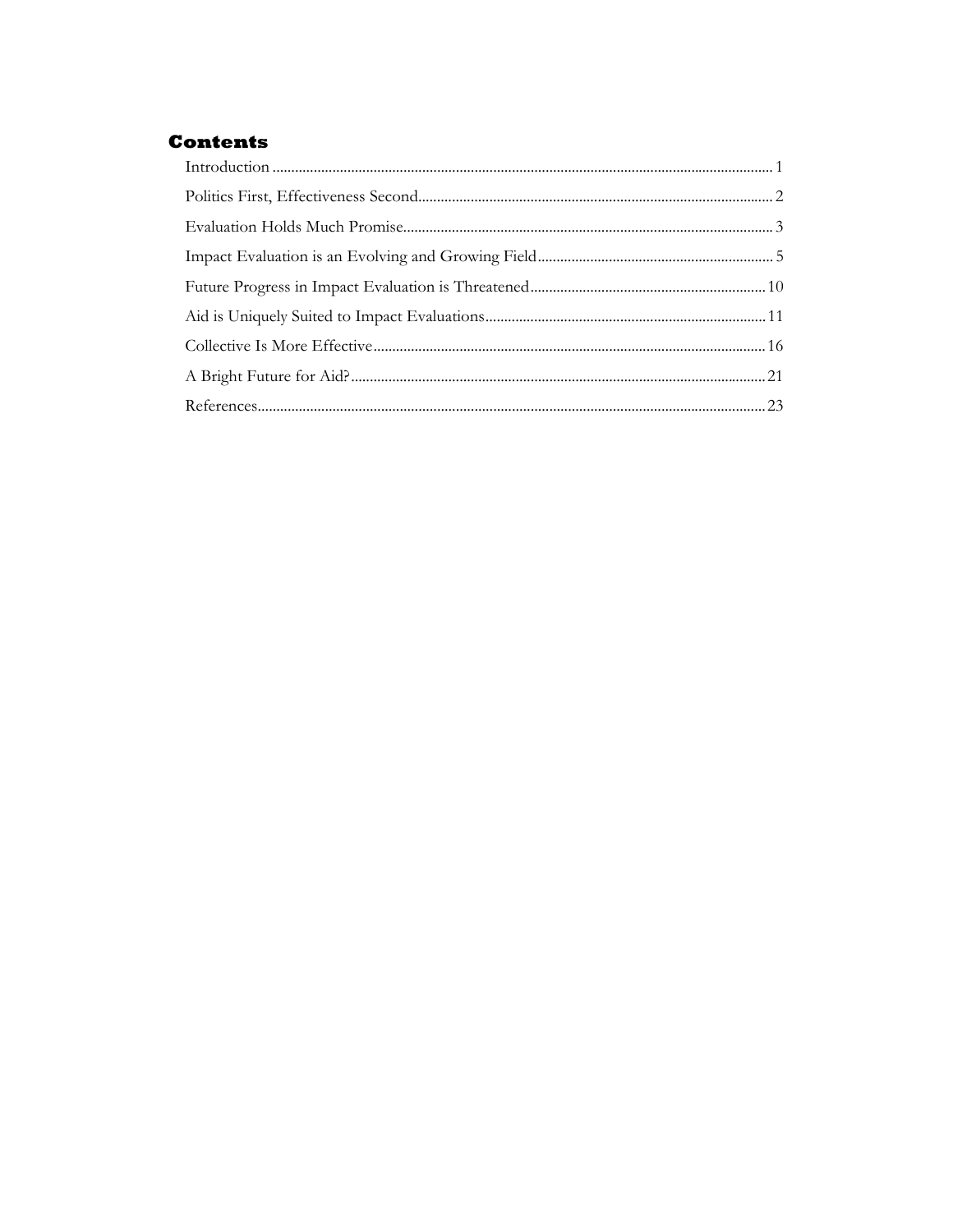## Contents

Introduction ..... 1

Politics First, Effectiveness Second ..... 2

Evaluation Holds Much Promise ..... 3

Impact Evaluation is an Evolving and Growing Field ..... 5

Future Progress in Impact Evaluation is Threatened ..... 10

Aid is Uniquely Suited to Impact Evaluations ..... 11

Collective Is More Effective ..... 16

A Bright Future for Aid? ..... 21

References ..... 23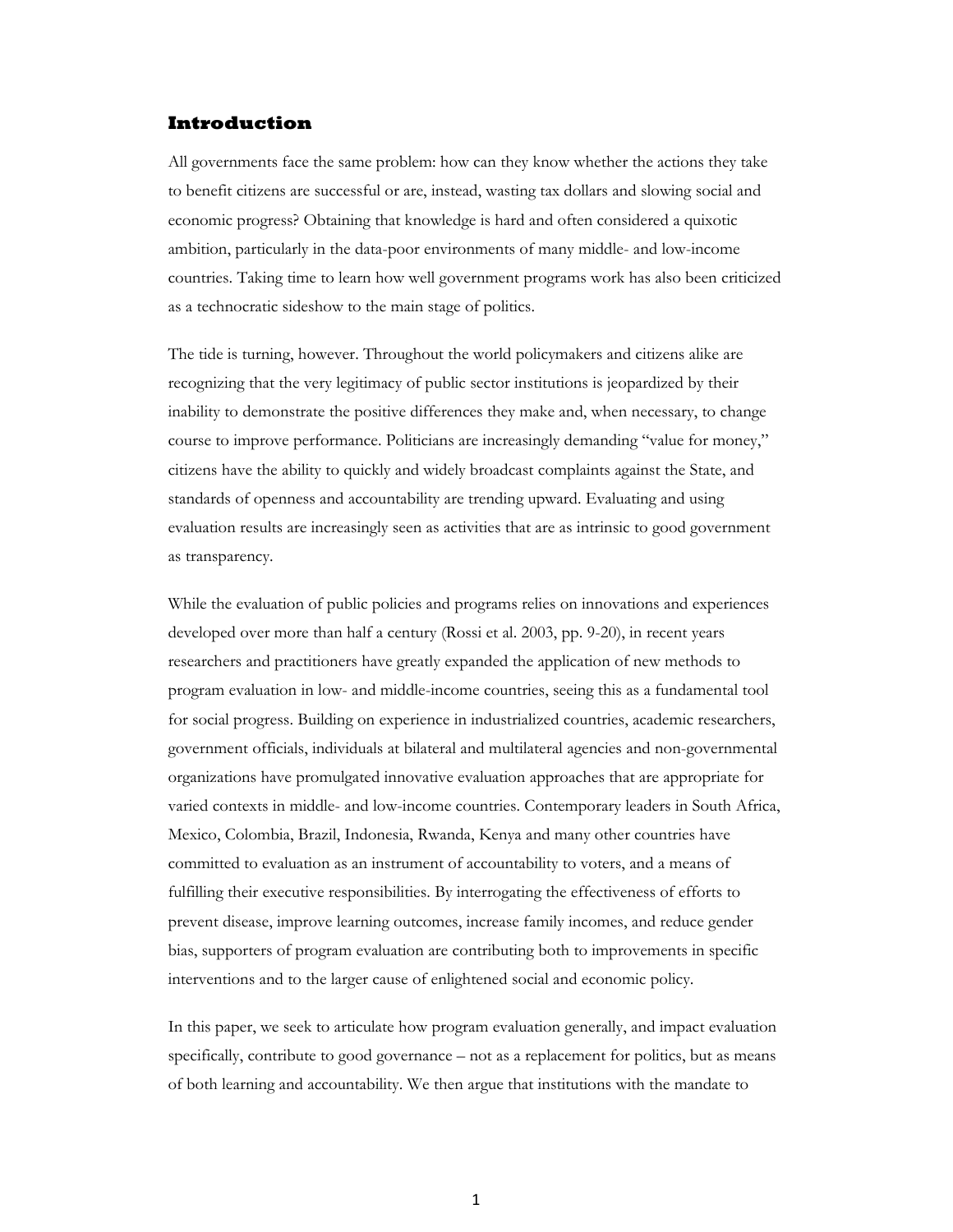## Introduction

All governments face the same problem: how can they know whether the actions they take to benefit citizens are successful or are, instead, wasting tax dollars and slowing social and economic progress? Obtaining that knowledge is hard and often considered a quixotic ambition, particularly in the data-poor environments of many middle- and low-income countries. Taking time to learn how well government programs work has also been criticized as a technocratic sideshow to the main stage of politics.

The tide is turning, however. Throughout the world policymakers and citizens alike are recognizing that the very legitimacy of public sector institutions is jeopardized by their inability to demonstrate the positive differences they make and, when necessary, to change course to improve performance. Politicians are increasingly demanding "value for money," citizens have the ability to quickly and widely broadcast complaints against the State, and standards of openness and accountability are trending upward. Evaluating and using evaluation results are increasingly seen as activities that are as intrinsic to good government as transparency.

While the evaluation of public policies and programs relies on innovations and experiences developed over more than half a century (Rossi et al. 2003, pp. 9-20), in recent years researchers and practitioners have greatly expanded the application of new methods to program evaluation in low- and middle-income countries, seeing this as a fundamental tool for social progress. Building on experience in industrialized countries, academic researchers, government officials, individuals at bilateral and multilateral agencies and non-governmental organizations have promulgated innovative evaluation approaches that are appropriate for varied contexts in middle- and low-income countries. Contemporary leaders in South Africa, Mexico, Colombia, Brazil, Indonesia, Rwanda, Kenya and many other countries have committed to evaluation as an instrument of accountability to voters, and a means of fulfilling their executive responsibilities. By interrogating the effectiveness of efforts to prevent disease, improve learning outcomes, increase family incomes, and reduce gender bias, supporters of program evaluation are contributing both to improvements in specific interventions and to the larger cause of enlightened social and economic policy.

In this paper, we seek to articulate how program evaluation generally, and impact evaluation specifically, contribute to good governance – not as a replacement for politics, but as means of both learning and accountability. We then argue that institutions with the mandate to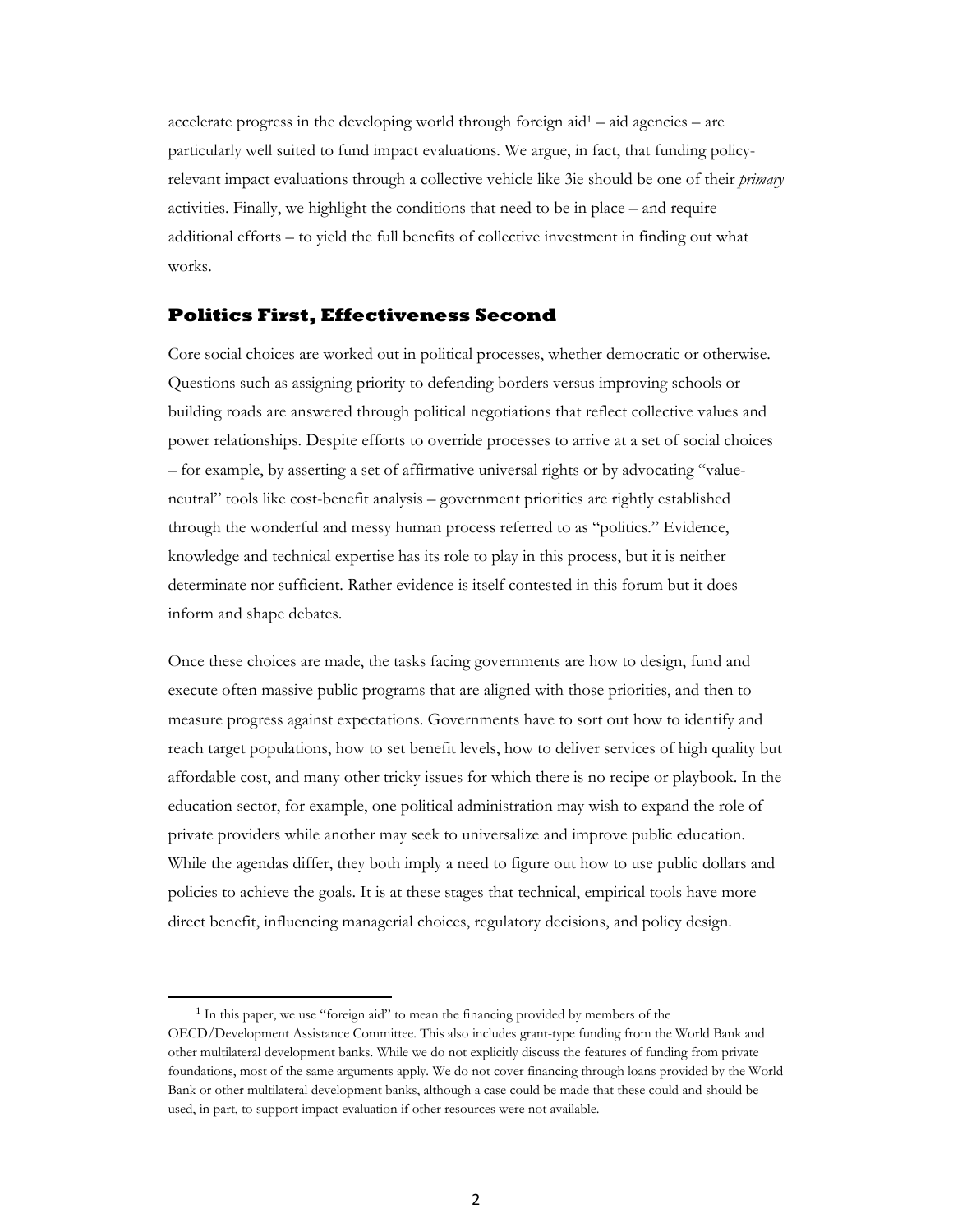accelerate progress in the developing world through foreign aid[1] – aid agencies – are particularly well suited to fund impact evaluations. We argue, in fact, that funding policy-relevant impact evaluations through a collective vehicle like 3ie should be one of their *primary* activities. Finally, we highlight the conditions that need to be in place – and require additional efforts – to yield the full benefits of collective investment in finding out what works.

## Politics First, Effectiveness Second

Core social choices are worked out in political processes, whether democratic or otherwise. Questions such as assigning priority to defending borders versus improving schools or building roads are answered through political negotiations that reflect collective values and power relationships. Despite efforts to override processes to arrive at a set of social choices – for example, by asserting a set of affirmative universal rights or by advocating "value-neutral" tools like cost-benefit analysis – government priorities are rightly established through the wonderful and messy human process referred to as "politics." Evidence, knowledge and technical expertise has its role to play in this process, but it is neither determinate nor sufficient. Rather evidence is itself contested in this forum but it does inform and shape debates.

Once these choices are made, the tasks facing governments are how to design, fund and execute often massive public programs that are aligned with those priorities, and then to measure progress against expectations. Governments have to sort out how to identify and reach target populations, how to set benefit levels, how to deliver services of high quality but affordable cost, and many other tricky issues for which there is no recipe or playbook. In the education sector, for example, one political administration may wish to expand the role of private providers while another may seek to universalize and improve public education. While the agendas differ, they both imply a need to figure out how to use public dollars and policies to achieve the goals. It is at these stages that technical, empirical tools have more direct benefit, influencing managerial choices, regulatory decisions, and policy design.

[1] In this paper, we use "foreign aid" to mean the financing provided by members of the OECD/Development Assistance Committee. This also includes grant-type funding from the World Bank and other multilateral development banks. While we do not explicitly discuss the features of funding from private foundations, most of the same arguments apply. We do not cover financing through loans provided by the World Bank or other multilateral development banks, although a case could be made that these could and should be used, in part, to support impact evaluation if other resources were not available.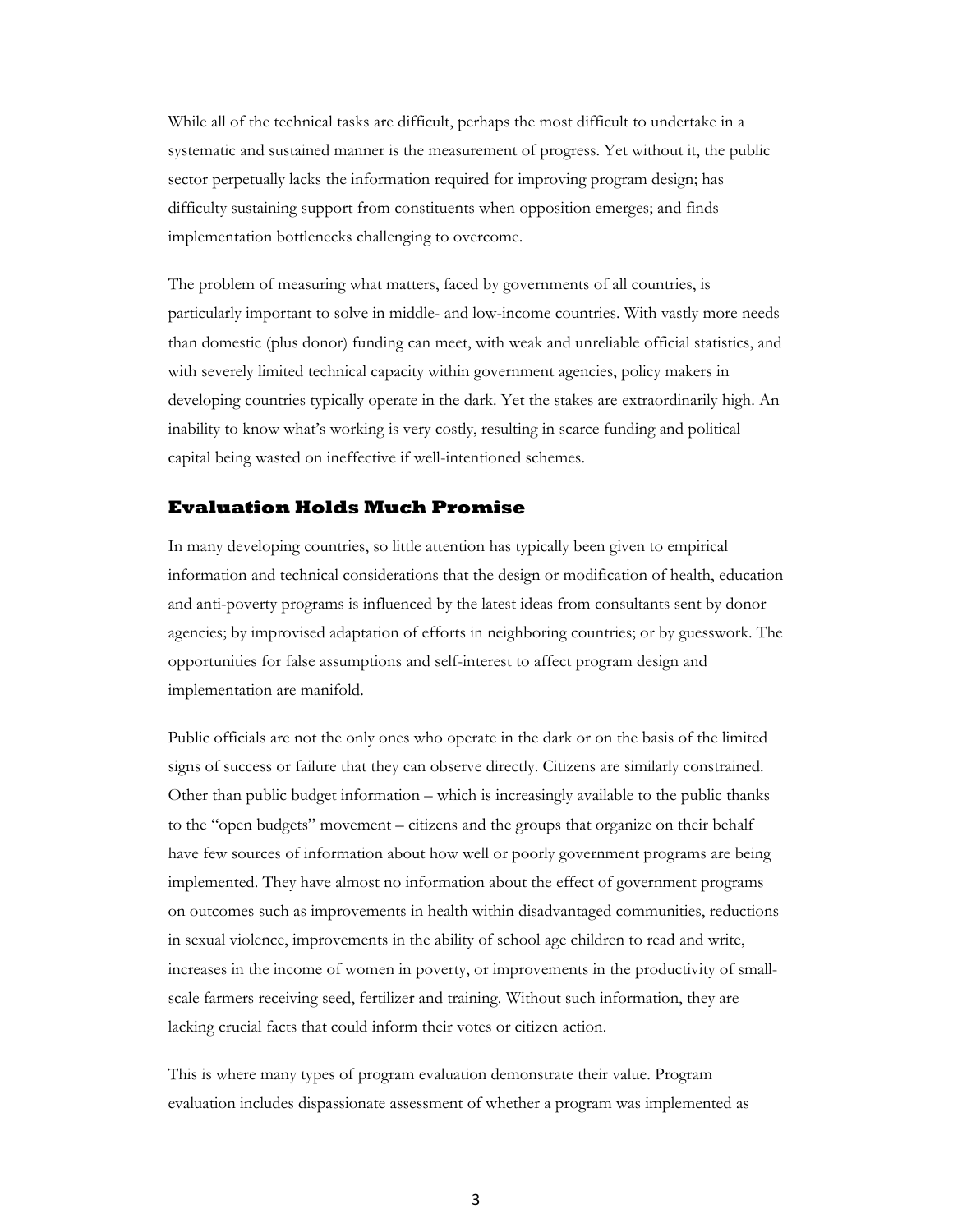While all of the technical tasks are difficult, perhaps the most difficult to undertake in a systematic and sustained manner is the measurement of progress. Yet without it, the public sector perpetually lacks the information required for improving program design; has difficulty sustaining support from constituents when opposition emerges; and finds implementation bottlenecks challenging to overcome.

The problem of measuring what matters, faced by governments of all countries, is particularly important to solve in middle- and low-income countries. With vastly more needs than domestic (plus donor) funding can meet, with weak and unreliable official statistics, and with severely limited technical capacity within government agencies, policy makers in developing countries typically operate in the dark. Yet the stakes are extraordinarily high. An inability to know what's working is very costly, resulting in scarce funding and political capital being wasted on ineffective if well-intentioned schemes.

## Evaluation Holds Much Promise

In many developing countries, so little attention has typically been given to empirical information and technical considerations that the design or modification of health, education and anti-poverty programs is influenced by the latest ideas from consultants sent by donor agencies; by improvised adaptation of efforts in neighboring countries; or by guesswork. The opportunities for false assumptions and self-interest to affect program design and implementation are manifold.

Public officials are not the only ones who operate in the dark or on the basis of the limited signs of success or failure that they can observe directly. Citizens are similarly constrained. Other than public budget information – which is increasingly available to the public thanks to the "open budgets" movement – citizens and the groups that organize on their behalf have few sources of information about how well or poorly government programs are being implemented. They have almost no information about the effect of government programs on outcomes such as improvements in health within disadvantaged communities, reductions in sexual violence, improvements in the ability of school age children to read and write, increases in the income of women in poverty, or improvements in the productivity of small-scale farmers receiving seed, fertilizer and training. Without such information, they are lacking crucial facts that could inform their votes or citizen action.

This is where many types of program evaluation demonstrate their value. Program evaluation includes dispassionate assessment of whether a program was implemented as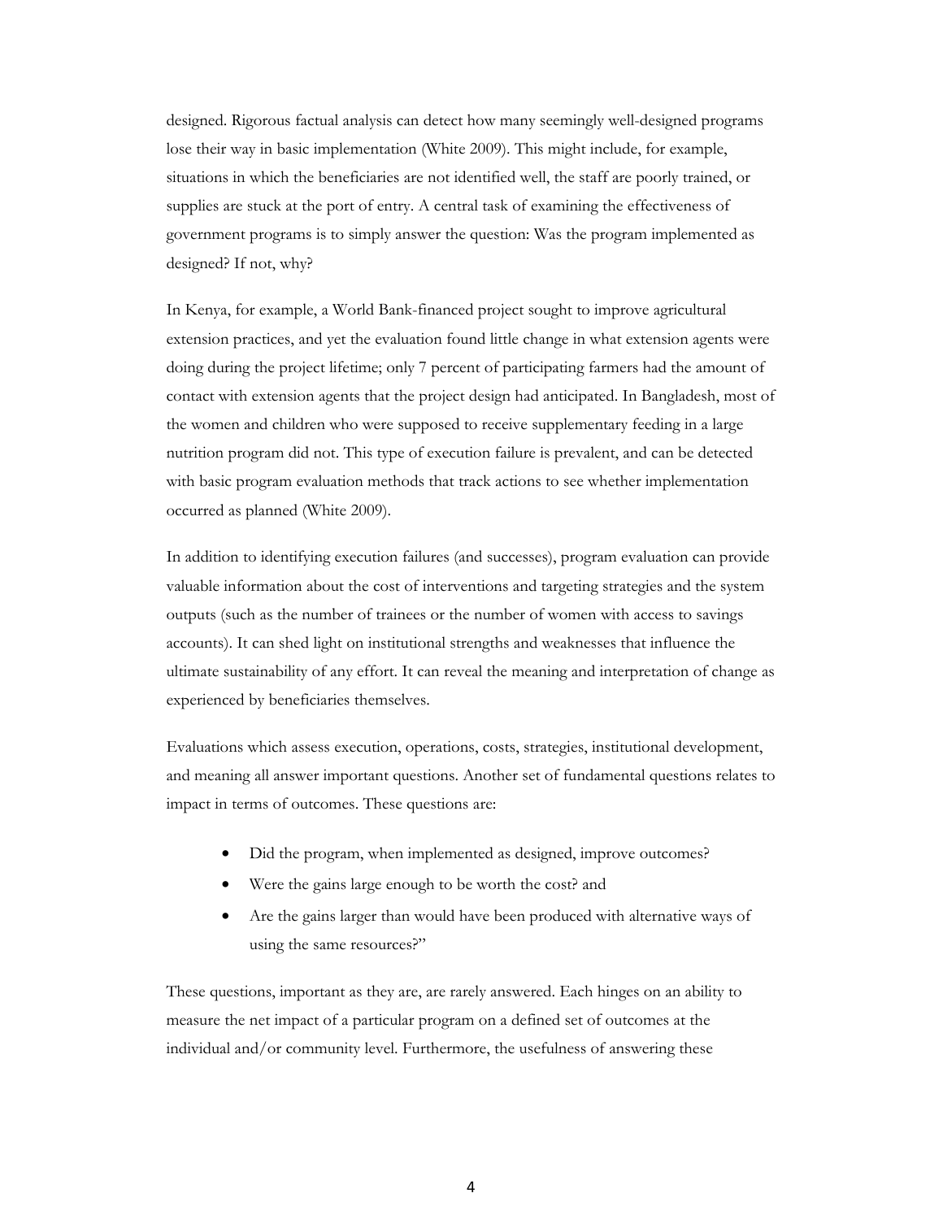designed. Rigorous factual analysis can detect how many seemingly well-designed programs lose their way in basic implementation (White 2009). This might include, for example, situations in which the beneficiaries are not identified well, the staff are poorly trained, or supplies are stuck at the port of entry. A central task of examining the effectiveness of government programs is to simply answer the question: Was the program implemented as designed? If not, why?

In Kenya, for example, a World Bank-financed project sought to improve agricultural extension practices, and yet the evaluation found little change in what extension agents were doing during the project lifetime; only 7 percent of participating farmers had the amount of contact with extension agents that the project design had anticipated. In Bangladesh, most of the women and children who were supposed to receive supplementary feeding in a large nutrition program did not. This type of execution failure is prevalent, and can be detected with basic program evaluation methods that track actions to see whether implementation occurred as planned (White 2009).

In addition to identifying execution failures (and successes), program evaluation can provide valuable information about the cost of interventions and targeting strategies and the system outputs (such as the number of trainees or the number of women with access to savings accounts). It can shed light on institutional strengths and weaknesses that influence the ultimate sustainability of any effort. It can reveal the meaning and interpretation of change as experienced by beneficiaries themselves.

Evaluations which assess execution, operations, costs, strategies, institutional development, and meaning all answer important questions. Another set of fundamental questions relates to impact in terms of outcomes. These questions are:

- Did the program, when implemented as designed, improve outcomes?
- Were the gains large enough to be worth the cost? and
- Are the gains larger than would have been produced with alternative ways of using the same resources?"

These questions, important as they are, are rarely answered. Each hinges on an ability to measure the net impact of a particular program on a defined set of outcomes at the individual and/or community level. Furthermore, the usefulness of answering these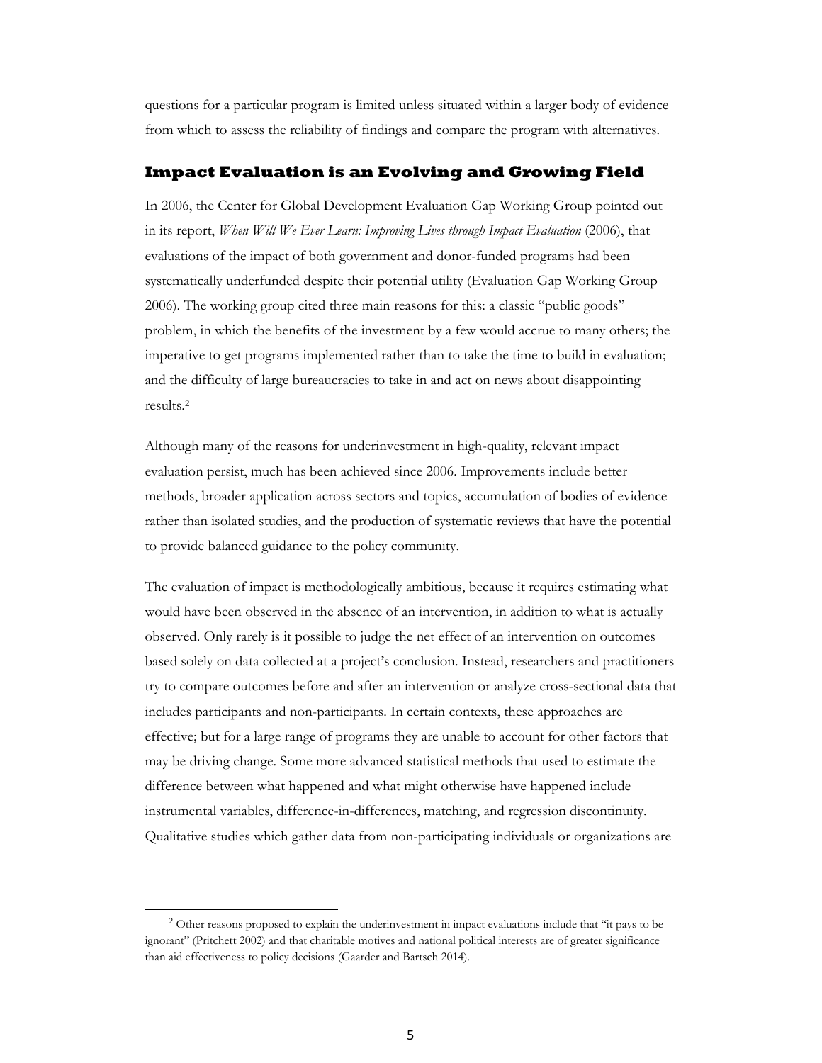questions for a particular program is limited unless situated within a larger body of evidence from which to assess the reliability of findings and compare the program with alternatives.

## Impact Evaluation is an Evolving and Growing Field

In 2006, the Center for Global Development Evaluation Gap Working Group pointed out in its report, *When Will We Ever Learn: Improving Lives through Impact Evaluation* (2006), that evaluations of the impact of both government and donor-funded programs had been systematically underfunded despite their potential utility (Evaluation Gap Working Group 2006). The working group cited three main reasons for this: a classic "public goods" problem, in which the benefits of the investment by a few would accrue to many others; the imperative to get programs implemented rather than to take the time to build in evaluation; and the difficulty of large bureaucracies to take in and act on news about disappointing results.[2]

Although many of the reasons for underinvestment in high-quality, relevant impact evaluation persist, much has been achieved since 2006. Improvements include better methods, broader application across sectors and topics, accumulation of bodies of evidence rather than isolated studies, and the production of systematic reviews that have the potential to provide balanced guidance to the policy community.

The evaluation of impact is methodologically ambitious, because it requires estimating what would have been observed in the absence of an intervention, in addition to what is actually observed. Only rarely is it possible to judge the net effect of an intervention on outcomes based solely on data collected at a project's conclusion. Instead, researchers and practitioners try to compare outcomes before and after an intervention or analyze cross-sectional data that includes participants and non-participants. In certain contexts, these approaches are effective; but for a large range of programs they are unable to account for other factors that may be driving change. Some more advanced statistical methods that used to estimate the difference between what happened and what might otherwise have happened include instrumental variables, difference-in-differences, matching, and regression discontinuity. Qualitative studies which gather data from non-participating individuals or organizations are

[2] Other reasons proposed to explain the underinvestment in impact evaluations include that "it pays to be ignorant" (Pritchett 2002) and that charitable motives and national political interests are of greater significance than aid effectiveness to policy decisions (Gaarder and Bartsch 2014).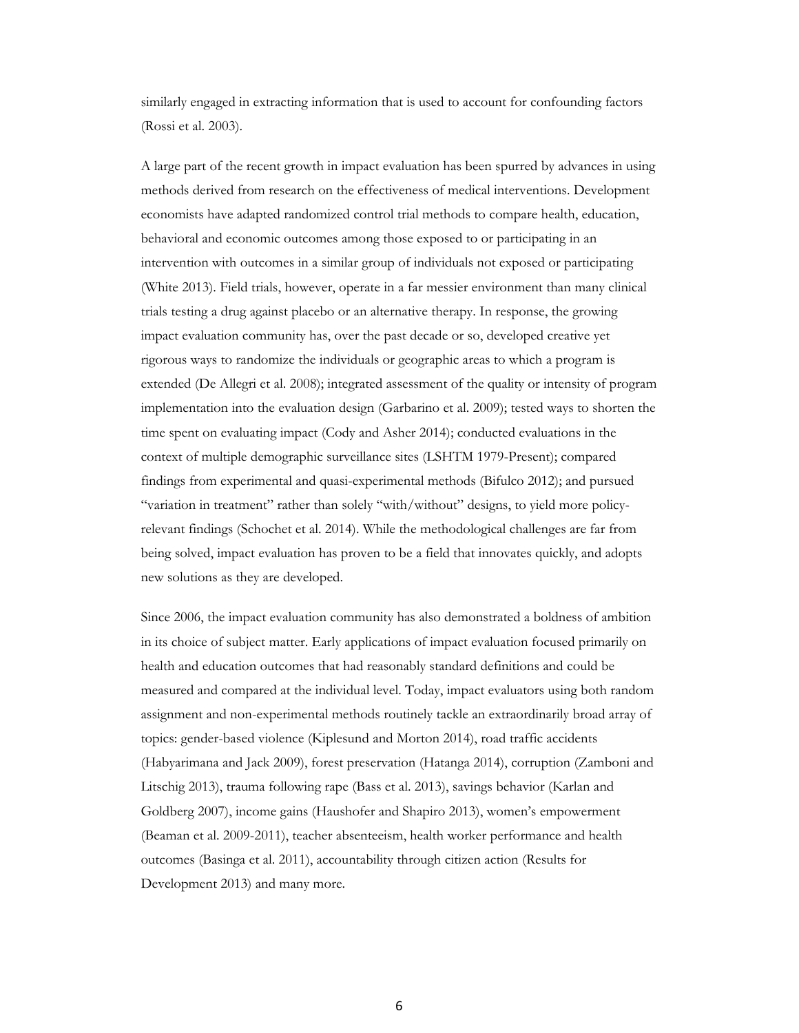similarly engaged in extracting information that is used to account for confounding factors (Rossi et al. 2003).

A large part of the recent growth in impact evaluation has been spurred by advances in using methods derived from research on the effectiveness of medical interventions. Development economists have adapted randomized control trial methods to compare health, education, behavioral and economic outcomes among those exposed to or participating in an intervention with outcomes in a similar group of individuals not exposed or participating (White 2013). Field trials, however, operate in a far messier environment than many clinical trials testing a drug against placebo or an alternative therapy. In response, the growing impact evaluation community has, over the past decade or so, developed creative yet rigorous ways to randomize the individuals or geographic areas to which a program is extended (De Allegri et al. 2008); integrated assessment of the quality or intensity of program implementation into the evaluation design (Garbarino et al. 2009); tested ways to shorten the time spent on evaluating impact (Cody and Asher 2014); conducted evaluations in the context of multiple demographic surveillance sites (LSHTM 1979-Present); compared findings from experimental and quasi-experimental methods (Bifulco 2012); and pursued "variation in treatment" rather than solely "with/without" designs, to yield more policy-relevant findings (Schochet et al. 2014). While the methodological challenges are far from being solved, impact evaluation has proven to be a field that innovates quickly, and adopts new solutions as they are developed.

Since 2006, the impact evaluation community has also demonstrated a boldness of ambition in its choice of subject matter. Early applications of impact evaluation focused primarily on health and education outcomes that had reasonably standard definitions and could be measured and compared at the individual level. Today, impact evaluators using both random assignment and non-experimental methods routinely tackle an extraordinarily broad array of topics: gender-based violence (Kiplesund and Morton 2014), road traffic accidents (Habyarimana and Jack 2009), forest preservation (Hatanga 2014), corruption (Zamboni and Litschig 2013), trauma following rape (Bass et al. 2013), savings behavior (Karlan and Goldberg 2007), income gains (Haushofer and Shapiro 2013), women's empowerment (Beaman et al. 2009-2011), teacher absenteeism, health worker performance and health outcomes (Basinga et al. 2011), accountability through citizen action (Results for Development 2013) and many more.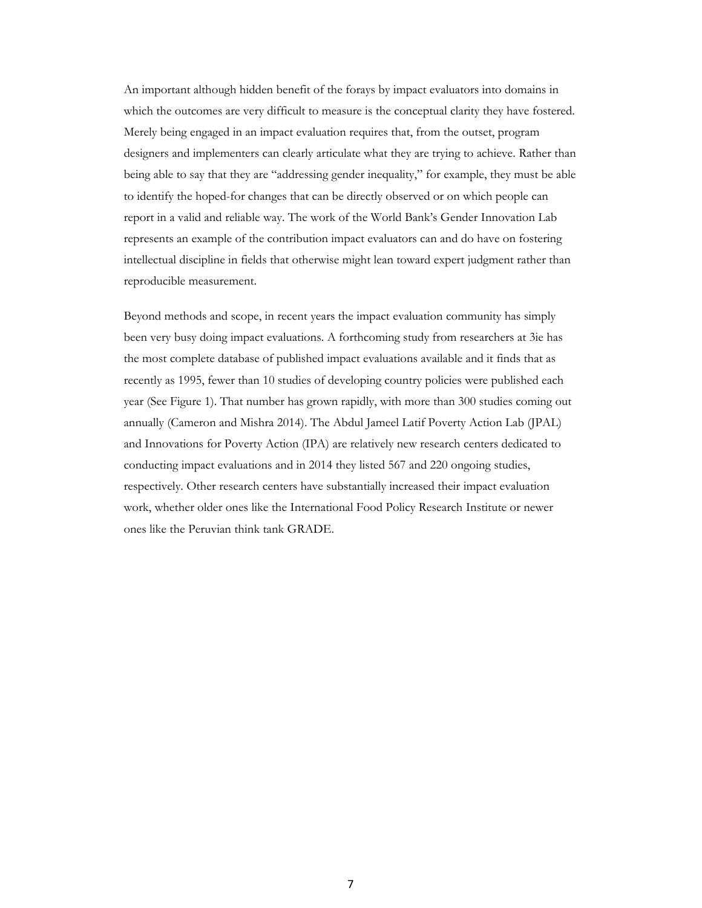An important although hidden benefit of the forays by impact evaluators into domains in which the outcomes are very difficult to measure is the conceptual clarity they have fostered. Merely being engaged in an impact evaluation requires that, from the outset, program designers and implementers can clearly articulate what they are trying to achieve. Rather than being able to say that they are "addressing gender inequality," for example, they must be able to identify the hoped-for changes that can be directly observed or on which people can report in a valid and reliable way. The work of the World Bank's Gender Innovation Lab represents an example of the contribution impact evaluators can and do have on fostering intellectual discipline in fields that otherwise might lean toward expert judgment rather than reproducible measurement.

Beyond methods and scope, in recent years the impact evaluation community has simply been very busy doing impact evaluations. A forthcoming study from researchers at 3ie has the most complete database of published impact evaluations available and it finds that as recently as 1995, fewer than 10 studies of developing country policies were published each year (See Figure 1). That number has grown rapidly, with more than 300 studies coming out annually (Cameron and Mishra 2014). The Abdul Jameel Latif Poverty Action Lab (JPAL) and Innovations for Poverty Action (IPA) are relatively new research centers dedicated to conducting impact evaluations and in 2014 they listed 567 and 220 ongoing studies, respectively. Other research centers have substantially increased their impact evaluation work, whether older ones like the International Food Policy Research Institute or newer ones like the Peruvian think tank GRADE.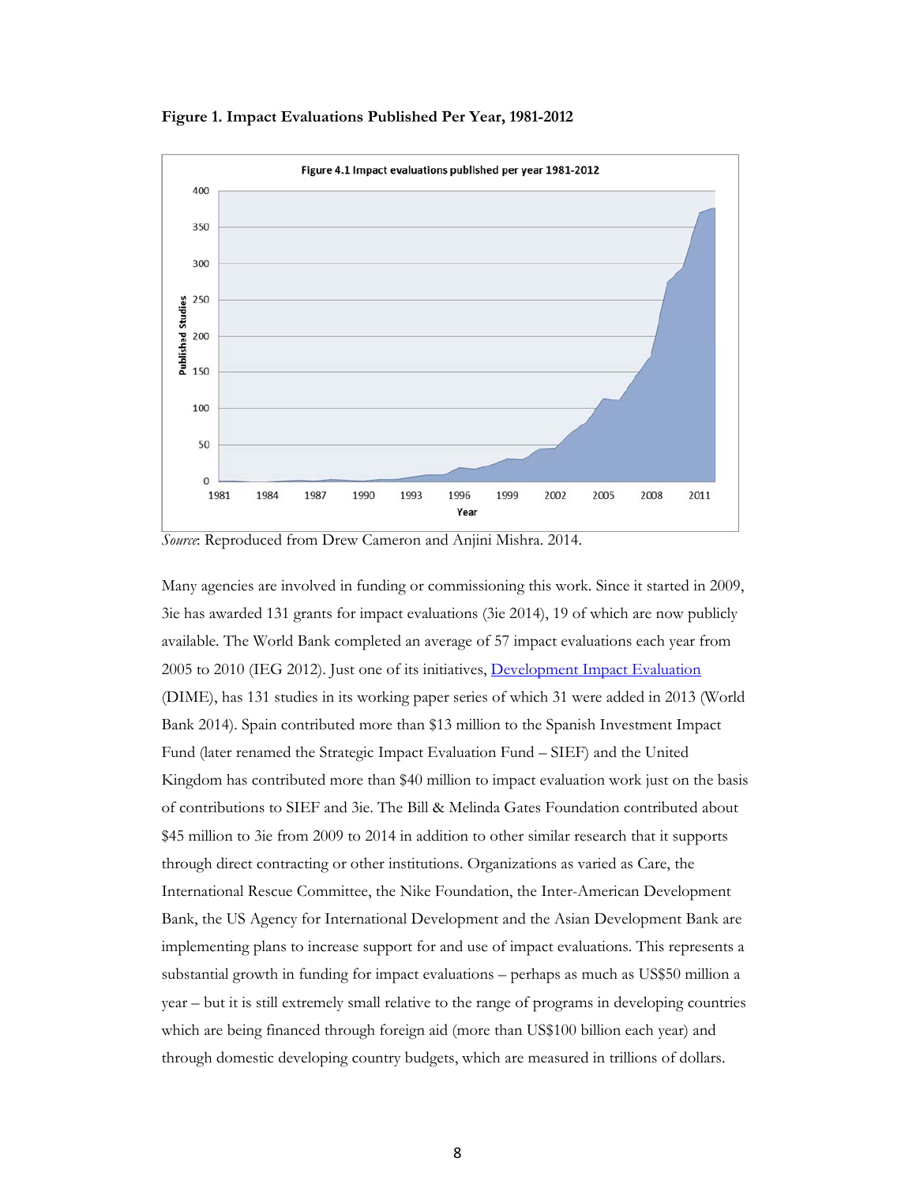**Figure 1. Impact Evaluations Published Per Year, 1981-2012**

*Source*: Reproduced from Drew Cameron and Anjini Mishra. 2014.

Many agencies are involved in funding or commissioning this work. Since it started in 2009, 3ie has awarded 131 grants for impact evaluations (3ie 2014), 19 of which are now publicly available. The World Bank completed an average of 57 impact evaluations each year from 2005 to 2010 (IEG 2012). Just one of its initiatives, Development Impact Evaluation (DIME), has 131 studies in its working paper series of which 31 were added in 2013 (World Bank 2014). Spain contributed more than $13 million to the Spanish Investment Impact Fund (later renamed the Strategic Impact Evaluation Fund – SIEF) and the United Kingdom has contributed more than $40 million to impact evaluation work just on the basis of contributions to SIEF and 3ie. The Bill & Melinda Gates Foundation contributed about $45 million to 3ie from 2009 to 2014 in addition to other similar research that it supports through direct contracting or other institutions. Organizations as varied as Care, the International Rescue Committee, the Nike Foundation, the Inter-American Development Bank, the US Agency for International Development and the Asian Development Bank are implementing plans to increase support for and use of impact evaluations. This represents a substantial growth in funding for impact evaluations – perhaps as much as US$50 million a year – but it is still extremely small relative to the range of programs in developing countries which are being financed through foreign aid (more than US$100 billion each year) and through domestic developing country budgets, which are measured in trillions of dollars.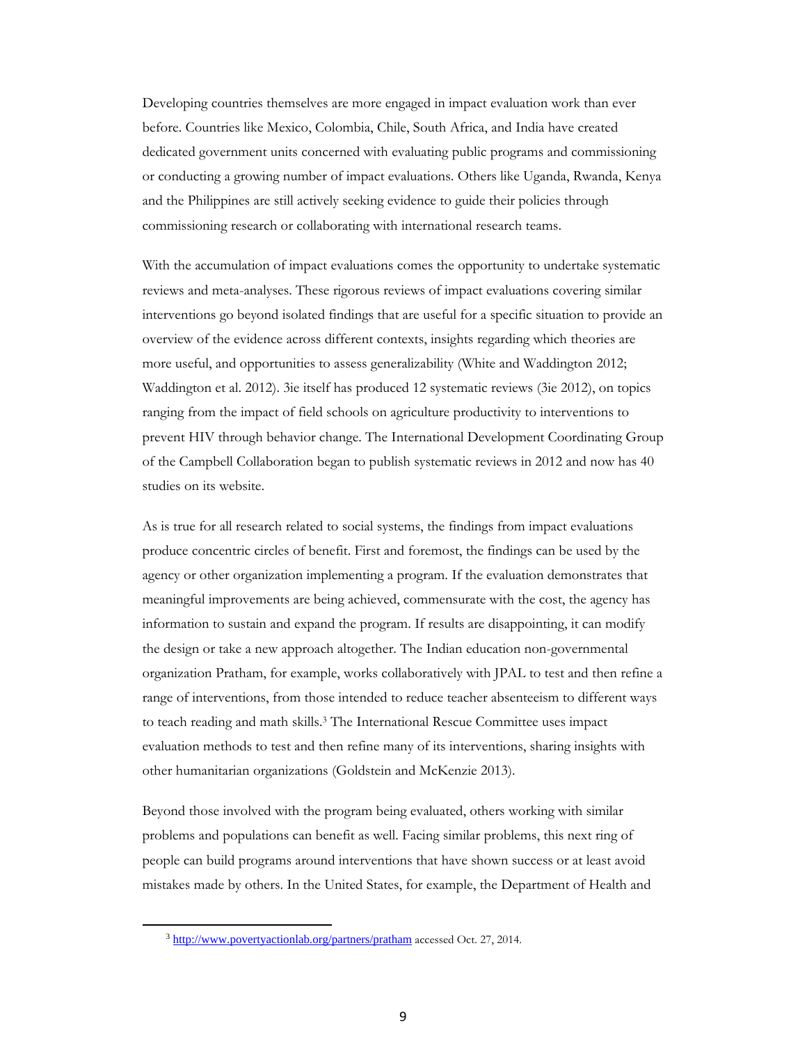Developing countries themselves are more engaged in impact evaluation work than ever before. Countries like Mexico, Colombia, Chile, South Africa, and India have created dedicated government units concerned with evaluating public programs and commissioning or conducting a growing number of impact evaluations. Others like Uganda, Rwanda, Kenya and the Philippines are still actively seeking evidence to guide their policies through commissioning research or collaborating with international research teams.

With the accumulation of impact evaluations comes the opportunity to undertake systematic reviews and meta-analyses. These rigorous reviews of impact evaluations covering similar interventions go beyond isolated findings that are useful for a specific situation to provide an overview of the evidence across different contexts, insights regarding which theories are more useful, and opportunities to assess generalizability (White and Waddington 2012; Waddington et al. 2012). 3ie itself has produced 12 systematic reviews (3ie 2012), on topics ranging from the impact of field schools on agriculture productivity to interventions to prevent HIV through behavior change. The International Development Coordinating Group of the Campbell Collaboration began to publish systematic reviews in 2012 and now has 40 studies on its website.

As is true for all research related to social systems, the findings from impact evaluations produce concentric circles of benefit. First and foremost, the findings can be used by the agency or other organization implementing a program. If the evaluation demonstrates that meaningful improvements are being achieved, commensurate with the cost, the agency has information to sustain and expand the program. If results are disappointing, it can modify the design or take a new approach altogether. The Indian education non-governmental organization Pratham, for example, works collaboratively with JPAL to test and then refine a range of interventions, from those intended to reduce teacher absenteeism to different ways to teach reading and math skills.[3] The International Rescue Committee uses impact evaluation methods to test and then refine many of its interventions, sharing insights with other humanitarian organizations (Goldstein and McKenzie 2013).

Beyond those involved with the program being evaluated, others working with similar problems and populations can benefit as well. Facing similar problems, this next ring of people can build programs around interventions that have shown success or at least avoid mistakes made by others. In the United States, for example, the Department of Health and

---

[3] http://www.povertyactionlab.org/partners/pratham accessed Oct. 27, 2014.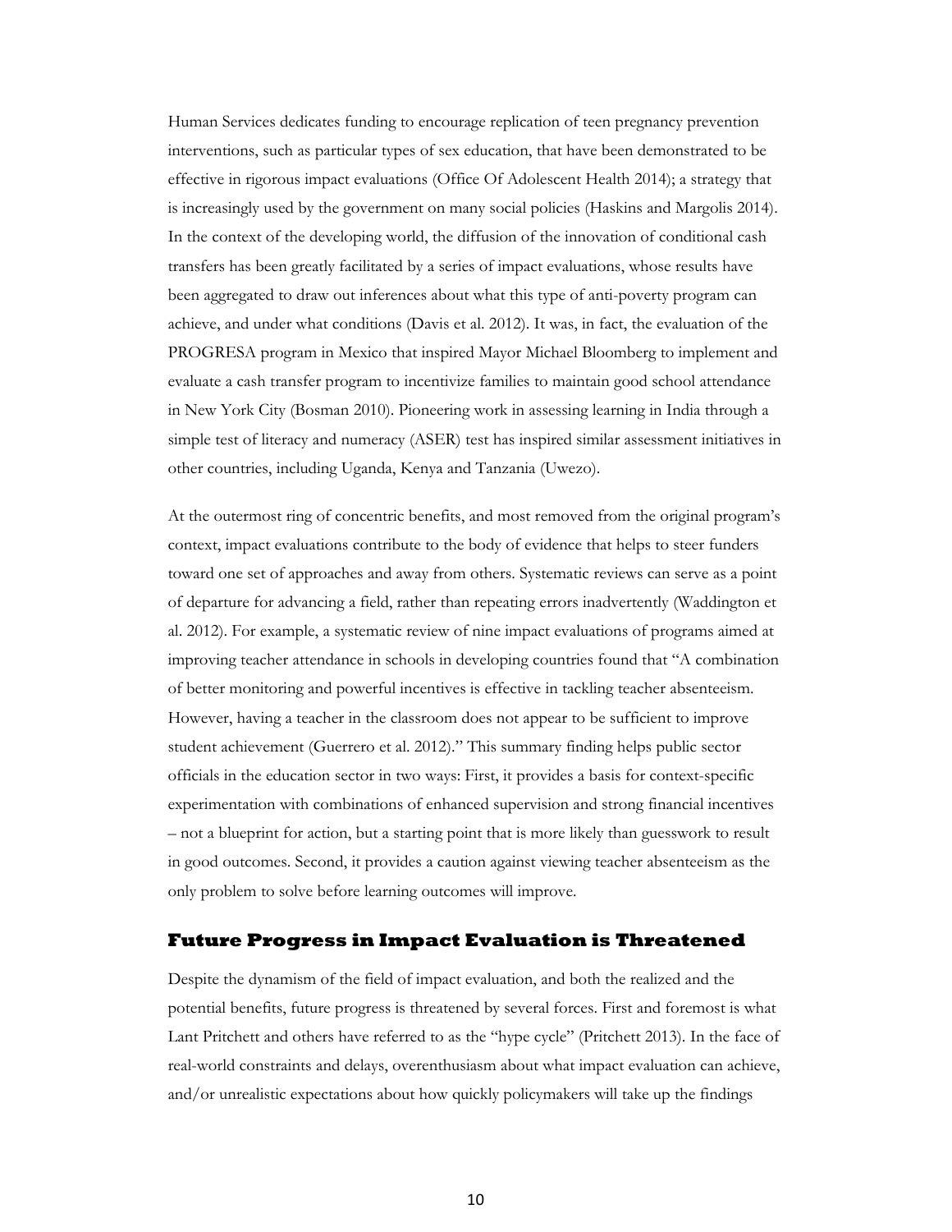Human Services dedicates funding to encourage replication of teen pregnancy prevention interventions, such as particular types of sex education, that have been demonstrated to be effective in rigorous impact evaluations (Office Of Adolescent Health 2014); a strategy that is increasingly used by the government on many social policies (Haskins and Margolis 2014). In the context of the developing world, the diffusion of the innovation of conditional cash transfers has been greatly facilitated by a series of impact evaluations, whose results have been aggregated to draw out inferences about what this type of anti-poverty program can achieve, and under what conditions (Davis et al. 2012). It was, in fact, the evaluation of the PROGRESA program in Mexico that inspired Mayor Michael Bloomberg to implement and evaluate a cash transfer program to incentivize families to maintain good school attendance in New York City (Bosman 2010). Pioneering work in assessing learning in India through a simple test of literacy and numeracy (ASER) test has inspired similar assessment initiatives in other countries, including Uganda, Kenya and Tanzania (Uwezo).

At the outermost ring of concentric benefits, and most removed from the original program's context, impact evaluations contribute to the body of evidence that helps to steer funders toward one set of approaches and away from others. Systematic reviews can serve as a point of departure for advancing a field, rather than repeating errors inadvertently (Waddington et al. 2012). For example, a systematic review of nine impact evaluations of programs aimed at improving teacher attendance in schools in developing countries found that "A combination of better monitoring and powerful incentives is effective in tackling teacher absenteeism. However, having a teacher in the classroom does not appear to be sufficient to improve student achievement (Guerrero et al. 2012)." This summary finding helps public sector officials in the education sector in two ways: First, it provides a basis for context-specific experimentation with combinations of enhanced supervision and strong financial incentives – not a blueprint for action, but a starting point that is more likely than guesswork to result in good outcomes. Second, it provides a caution against viewing teacher absenteeism as the only problem to solve before learning outcomes will improve.

## Future Progress in Impact Evaluation is Threatened

Despite the dynamism of the field of impact evaluation, and both the realized and the potential benefits, future progress is threatened by several forces. First and foremost is what Lant Pritchett and others have referred to as the "hype cycle" (Pritchett 2013). In the face of real-world constraints and delays, overenthusiasm about what impact evaluation can achieve, and/or unrealistic expectations about how quickly policymakers will take up the findings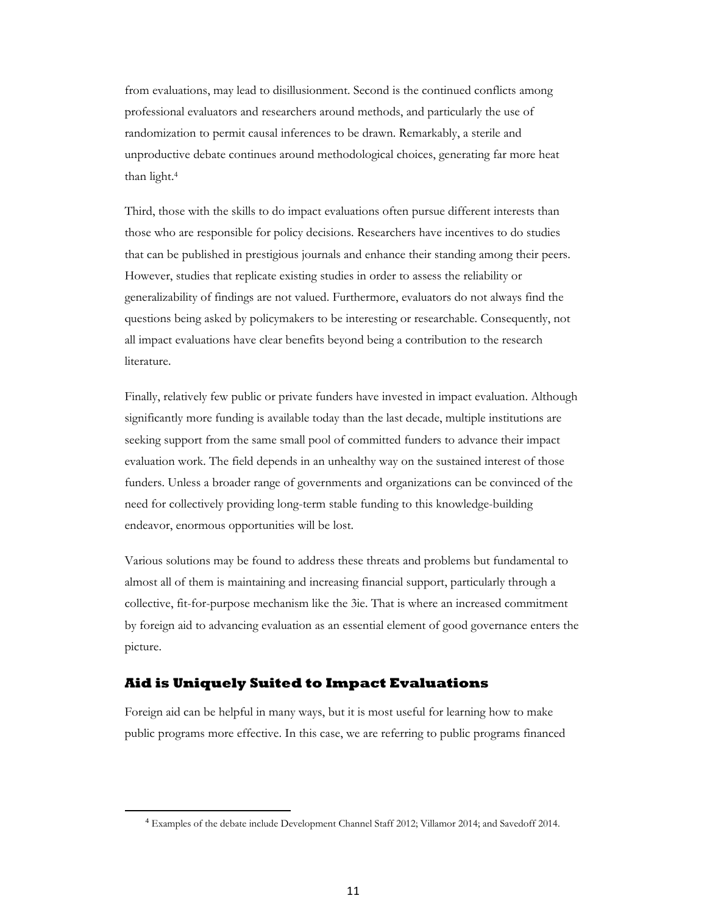from evaluations, may lead to disillusionment. Second is the continued conflicts among professional evaluators and researchers around methods, and particularly the use of randomization to permit causal inferences to be drawn. Remarkably, a sterile and unproductive debate continues around methodological choices, generating far more heat than light.[4]

Third, those with the skills to do impact evaluations often pursue different interests than those who are responsible for policy decisions. Researchers have incentives to do studies that can be published in prestigious journals and enhance their standing among their peers. However, studies that replicate existing studies in order to assess the reliability or generalizability of findings are not valued. Furthermore, evaluators do not always find the questions being asked by policymakers to be interesting or researchable. Consequently, not all impact evaluations have clear benefits beyond being a contribution to the research literature.

Finally, relatively few public or private funders have invested in impact evaluation. Although significantly more funding is available today than the last decade, multiple institutions are seeking support from the same small pool of committed funders to advance their impact evaluation work. The field depends in an unhealthy way on the sustained interest of those funders. Unless a broader range of governments and organizations can be convinced of the need for collectively providing long-term stable funding to this knowledge-building endeavor, enormous opportunities will be lost.

Various solutions may be found to address these threats and problems but fundamental to almost all of them is maintaining and increasing financial support, particularly through a collective, fit-for-purpose mechanism like the 3ie. That is where an increased commitment by foreign aid to advancing evaluation as an essential element of good governance enters the picture.

## Aid is Uniquely Suited to Impact Evaluations

Foreign aid can be helpful in many ways, but it is most useful for learning how to make public programs more effective. In this case, we are referring to public programs financed

[4] Examples of the debate include Development Channel Staff 2012; Villamor 2014; and Savedoff 2014.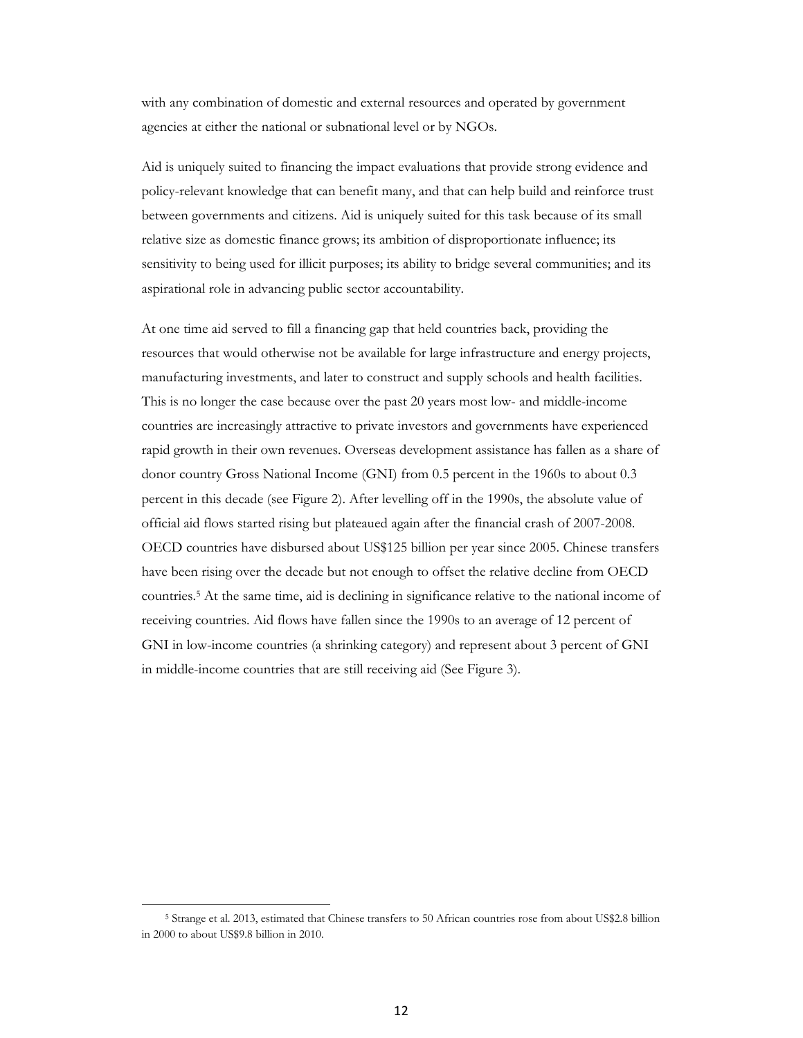with any combination of domestic and external resources and operated by government agencies at either the national or subnational level or by NGOs.

Aid is uniquely suited to financing the impact evaluations that provide strong evidence and policy-relevant knowledge that can benefit many, and that can help build and reinforce trust between governments and citizens. Aid is uniquely suited for this task because of its small relative size as domestic finance grows; its ambition of disproportionate influence; its sensitivity to being used for illicit purposes; its ability to bridge several communities; and its aspirational role in advancing public sector accountability.

At one time aid served to fill a financing gap that held countries back, providing the resources that would otherwise not be available for large infrastructure and energy projects, manufacturing investments, and later to construct and supply schools and health facilities. This is no longer the case because over the past 20 years most low- and middle-income countries are increasingly attractive to private investors and governments have experienced rapid growth in their own revenues. Overseas development assistance has fallen as a share of donor country Gross National Income (GNI) from 0.5 percent in the 1960s to about 0.3 percent in this decade (see Figure 2). After levelling off in the 1990s, the absolute value of official aid flows started rising but plateaued again after the financial crash of 2007-2008. OECD countries have disbursed about US$125 billion per year since 2005. Chinese transfers have been rising over the decade but not enough to offset the relative decline from OECD countries.[5] At the same time, aid is declining in significance relative to the national income of receiving countries. Aid flows have fallen since the 1990s to an average of 12 percent of GNI in low-income countries (a shrinking category) and represent about 3 percent of GNI in middle-income countries that are still receiving aid (See Figure 3).

[5] Strange et al. 2013, estimated that Chinese transfers to 50 African countries rose from about US$2.8 billion in 2000 to about US$9.8 billion in 2010.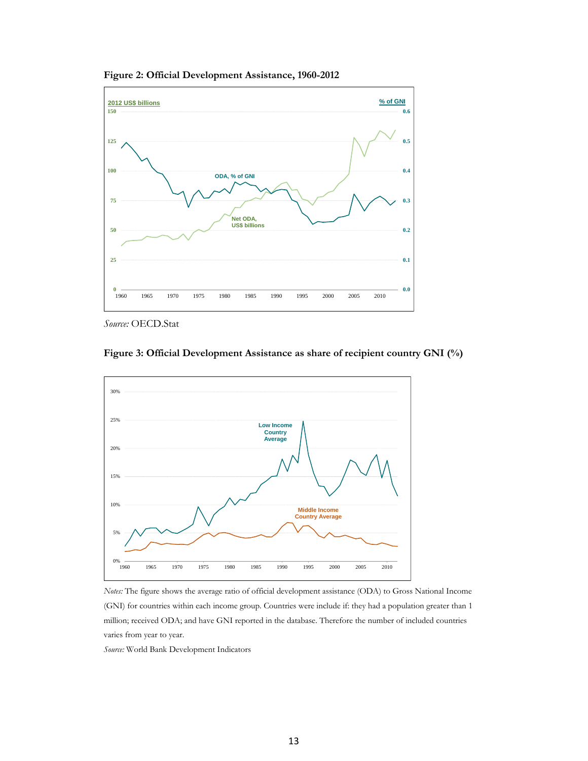**Figure 2: Official Development Assistance, 1960-2012**

*Source:* OECD.Stat

**Figure 3: Official Development Assistance as share of recipient country GNI (%)**

*Notes:* The figure shows the average ratio of official development assistance (ODA) to Gross National Income (GNI) for countries within each income group. Countries were include if: they had a population greater than 1 million; received ODA; and have GNI reported in the database. Therefore the number of included countries varies from year to year.

*Source:* World Bank Development Indicators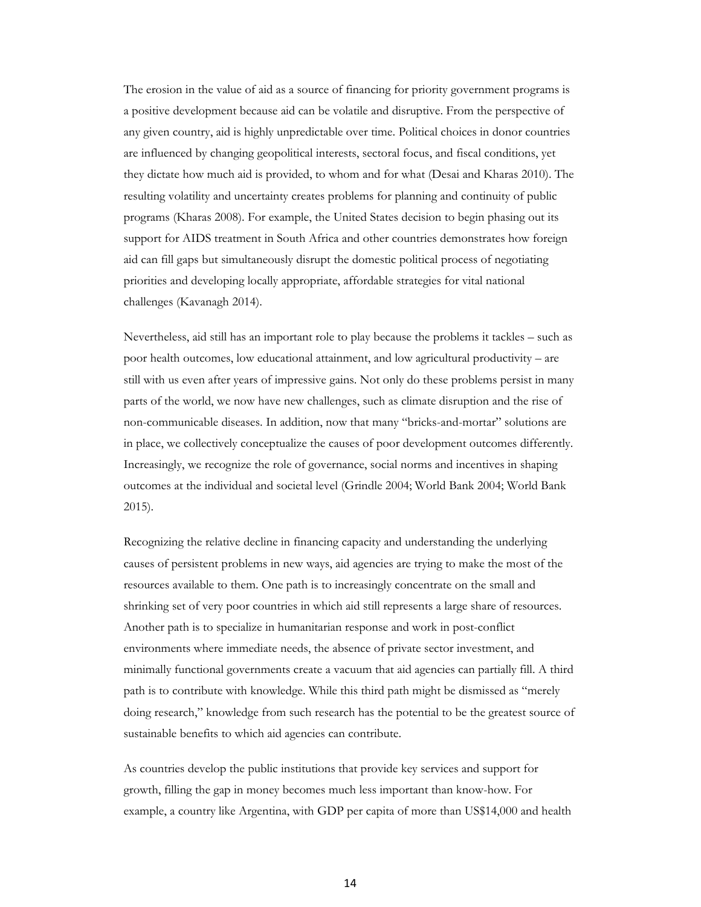The erosion in the value of aid as a source of financing for priority government programs is a positive development because aid can be volatile and disruptive. From the perspective of any given country, aid is highly unpredictable over time. Political choices in donor countries are influenced by changing geopolitical interests, sectoral focus, and fiscal conditions, yet they dictate how much aid is provided, to whom and for what (Desai and Kharas 2010). The resulting volatility and uncertainty creates problems for planning and continuity of public programs (Kharas 2008). For example, the United States decision to begin phasing out its support for AIDS treatment in South Africa and other countries demonstrates how foreign aid can fill gaps but simultaneously disrupt the domestic political process of negotiating priorities and developing locally appropriate, affordable strategies for vital national challenges (Kavanagh 2014).

Nevertheless, aid still has an important role to play because the problems it tackles – such as poor health outcomes, low educational attainment, and low agricultural productivity – are still with us even after years of impressive gains. Not only do these problems persist in many parts of the world, we now have new challenges, such as climate disruption and the rise of non-communicable diseases. In addition, now that many "bricks-and-mortar" solutions are in place, we collectively conceptualize the causes of poor development outcomes differently. Increasingly, we recognize the role of governance, social norms and incentives in shaping outcomes at the individual and societal level (Grindle 2004; World Bank 2004; World Bank 2015).

Recognizing the relative decline in financing capacity and understanding the underlying causes of persistent problems in new ways, aid agencies are trying to make the most of the resources available to them. One path is to increasingly concentrate on the small and shrinking set of very poor countries in which aid still represents a large share of resources. Another path is to specialize in humanitarian response and work in post-conflict environments where immediate needs, the absence of private sector investment, and minimally functional governments create a vacuum that aid agencies can partially fill. A third path is to contribute with knowledge. While this third path might be dismissed as "merely doing research," knowledge from such research has the potential to be the greatest source of sustainable benefits to which aid agencies can contribute.

As countries develop the public institutions that provide key services and support for growth, filling the gap in money becomes much less important than know-how. For example, a country like Argentina, with GDP per capita of more than US$14,000 and health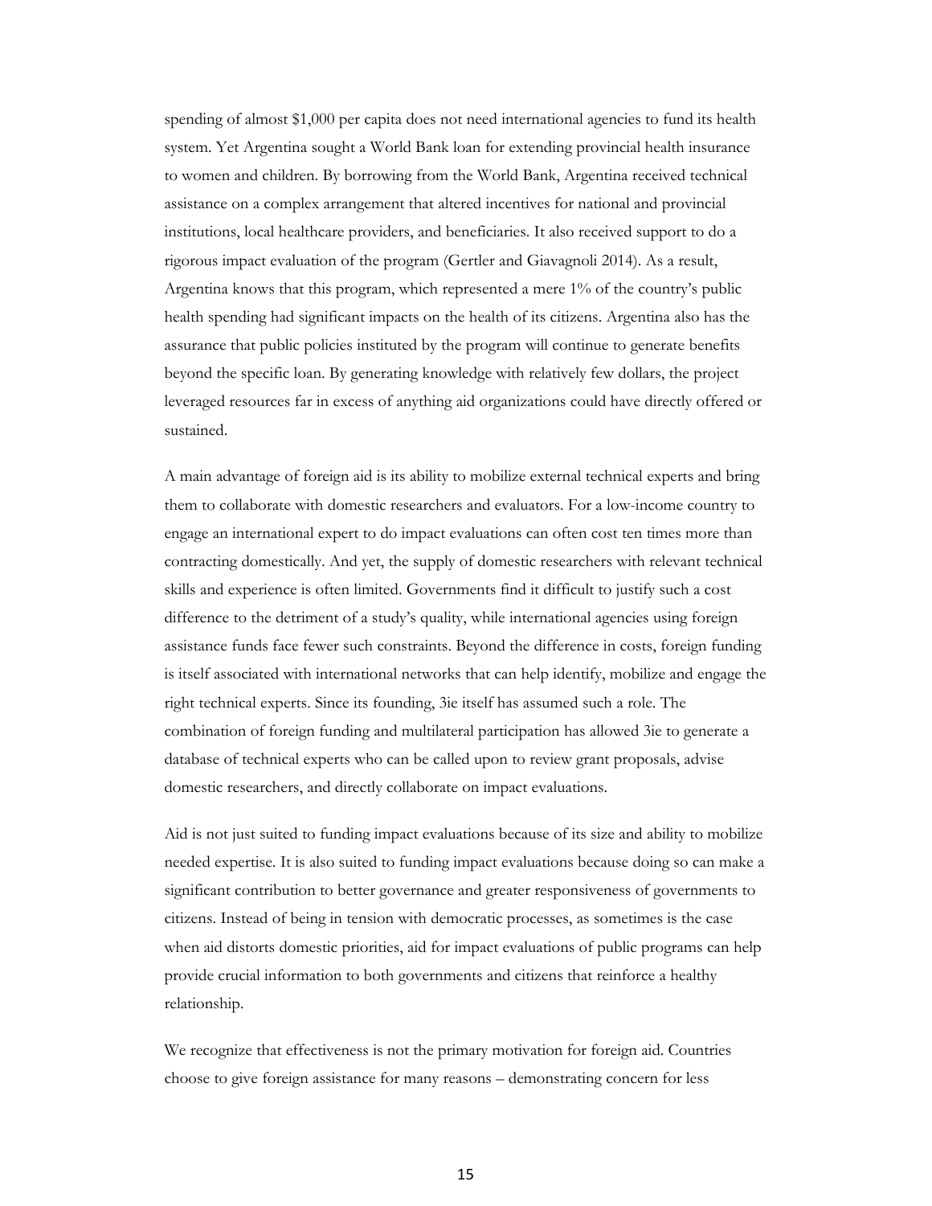spending of almost $1,000 per capita does not need international agencies to fund its health system. Yet Argentina sought a World Bank loan for extending provincial health insurance to women and children. By borrowing from the World Bank, Argentina received technical assistance on a complex arrangement that altered incentives for national and provincial institutions, local healthcare providers, and beneficiaries. It also received support to do a rigorous impact evaluation of the program (Gertler and Giavagnoli 2014). As a result, Argentina knows that this program, which represented a mere 1% of the country's public health spending had significant impacts on the health of its citizens. Argentina also has the assurance that public policies instituted by the program will continue to generate benefits beyond the specific loan. By generating knowledge with relatively few dollars, the project leveraged resources far in excess of anything aid organizations could have directly offered or sustained.

A main advantage of foreign aid is its ability to mobilize external technical experts and bring them to collaborate with domestic researchers and evaluators. For a low-income country to engage an international expert to do impact evaluations can often cost ten times more than contracting domestically. And yet, the supply of domestic researchers with relevant technical skills and experience is often limited. Governments find it difficult to justify such a cost difference to the detriment of a study's quality, while international agencies using foreign assistance funds face fewer such constraints. Beyond the difference in costs, foreign funding is itself associated with international networks that can help identify, mobilize and engage the right technical experts. Since its founding, 3ie itself has assumed such a role. The combination of foreign funding and multilateral participation has allowed 3ie to generate a database of technical experts who can be called upon to review grant proposals, advise domestic researchers, and directly collaborate on impact evaluations.

Aid is not just suited to funding impact evaluations because of its size and ability to mobilize needed expertise. It is also suited to funding impact evaluations because doing so can make a significant contribution to better governance and greater responsiveness of governments to citizens. Instead of being in tension with democratic processes, as sometimes is the case when aid distorts domestic priorities, aid for impact evaluations of public programs can help provide crucial information to both governments and citizens that reinforce a healthy relationship.

We recognize that effectiveness is not the primary motivation for foreign aid. Countries choose to give foreign assistance for many reasons – demonstrating concern for less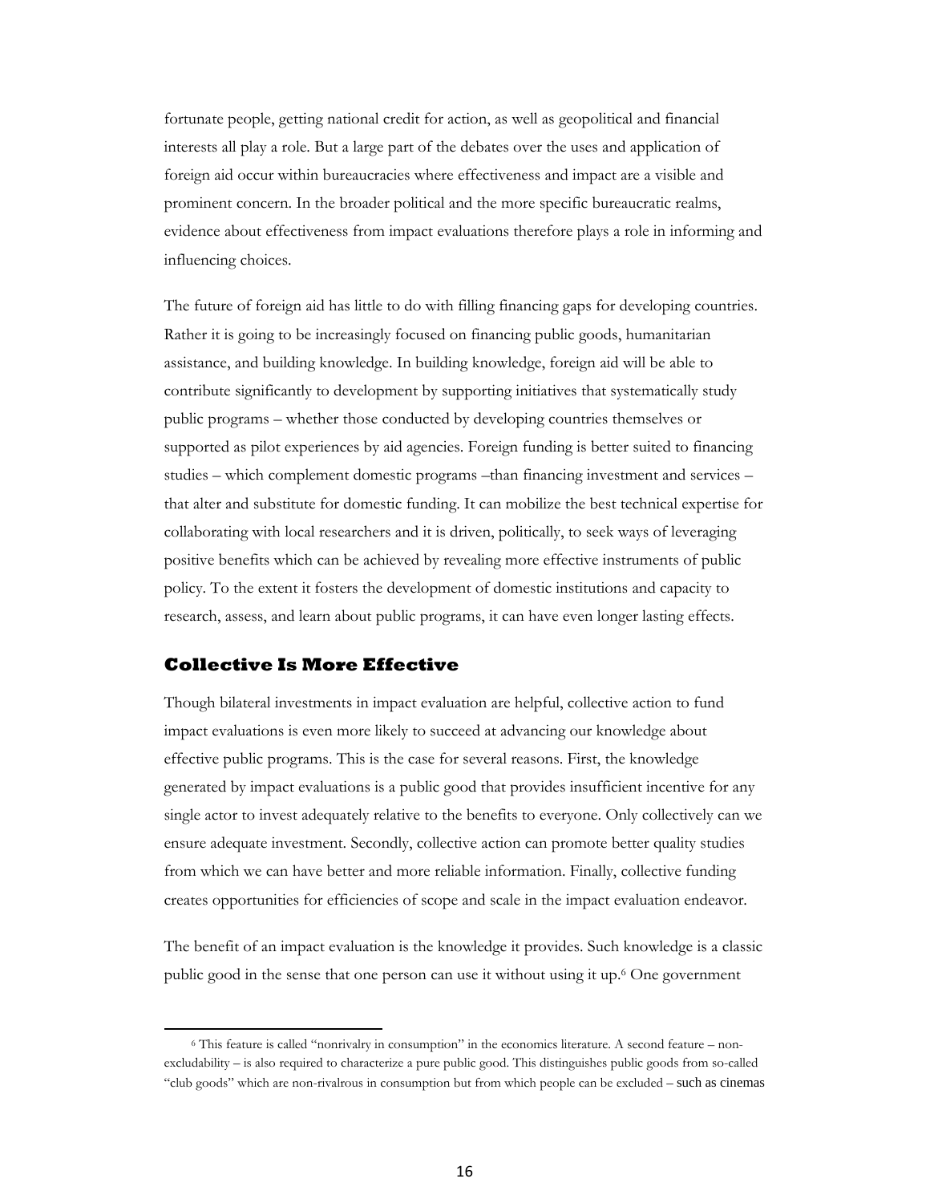fortunate people, getting national credit for action, as well as geopolitical and financial interests all play a role. But a large part of the debates over the uses and application of foreign aid occur within bureaucracies where effectiveness and impact are a visible and prominent concern. In the broader political and the more specific bureaucratic realms, evidence about effectiveness from impact evaluations therefore plays a role in informing and influencing choices.

The future of foreign aid has little to do with filling financing gaps for developing countries. Rather it is going to be increasingly focused on financing public goods, humanitarian assistance, and building knowledge. In building knowledge, foreign aid will be able to contribute significantly to development by supporting initiatives that systematically study public programs – whether those conducted by developing countries themselves or supported as pilot experiences by aid agencies. Foreign funding is better suited to financing studies – which complement domestic programs –than financing investment and services – that alter and substitute for domestic funding. It can mobilize the best technical expertise for collaborating with local researchers and it is driven, politically, to seek ways of leveraging positive benefits which can be achieved by revealing more effective instruments of public policy. To the extent it fosters the development of domestic institutions and capacity to research, assess, and learn about public programs, it can have even longer lasting effects.

## Collective Is More Effective

Though bilateral investments in impact evaluation are helpful, collective action to fund impact evaluations is even more likely to succeed at advancing our knowledge about effective public programs. This is the case for several reasons. First, the knowledge generated by impact evaluations is a public good that provides insufficient incentive for any single actor to invest adequately relative to the benefits to everyone. Only collectively can we ensure adequate investment. Secondly, collective action can promote better quality studies from which we can have better and more reliable information. Finally, collective funding creates opportunities for efficiencies of scope and scale in the impact evaluation endeavor.

The benefit of an impact evaluation is the knowledge it provides. Such knowledge is a classic public good in the sense that one person can use it without using it up.[6] One government

[6] This feature is called "nonrivalry in consumption" in the economics literature. A second feature – non-excludability – is also required to characterize a pure public good. This distinguishes public goods from so-called "club goods" which are non-rivalrous in consumption but from which people can be excluded – such as cinemas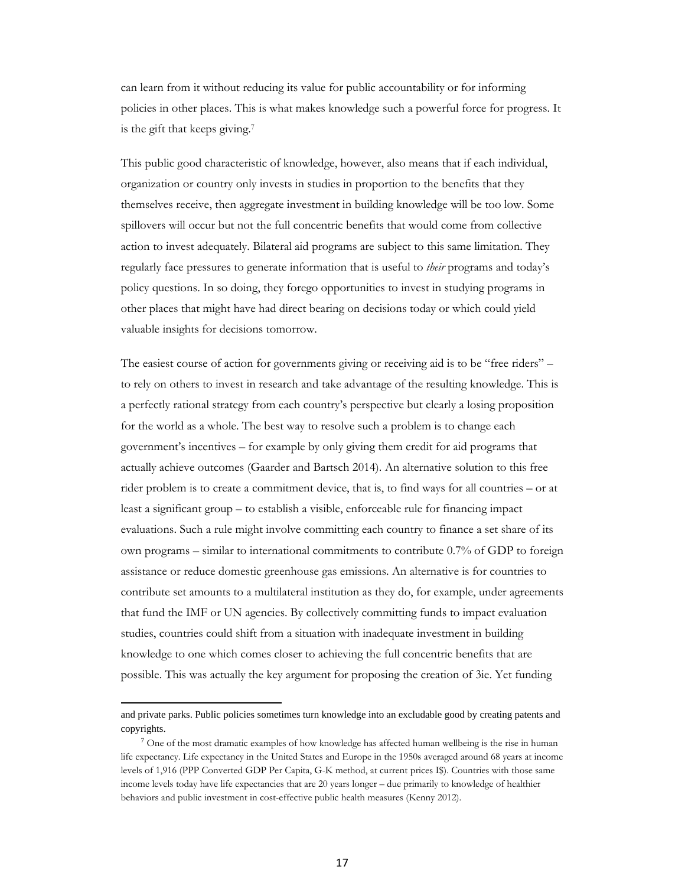can learn from it without reducing its value for public accountability or for informing policies in other places. This is what makes knowledge such a powerful force for progress. It is the gift that keeps giving.[7]

This public good characteristic of knowledge, however, also means that if each individual, organization or country only invests in studies in proportion to the benefits that they themselves receive, then aggregate investment in building knowledge will be too low. Some spillovers will occur but not the full concentric benefits that would come from collective action to invest adequately. Bilateral aid programs are subject to this same limitation. They regularly face pressures to generate information that is useful to *their* programs and today's policy questions. In so doing, they forego opportunities to invest in studying programs in other places that might have had direct bearing on decisions today or which could yield valuable insights for decisions tomorrow.

The easiest course of action for governments giving or receiving aid is to be "free riders" – to rely on others to invest in research and take advantage of the resulting knowledge. This is a perfectly rational strategy from each country's perspective but clearly a losing proposition for the world as a whole. The best way to resolve such a problem is to change each government's incentives – for example by only giving them credit for aid programs that actually achieve outcomes (Gaarder and Bartsch 2014). An alternative solution to this free rider problem is to create a commitment device, that is, to find ways for all countries – or at least a significant group – to establish a visible, enforceable rule for financing impact evaluations. Such a rule might involve committing each country to finance a set share of its own programs – similar to international commitments to contribute 0.7% of GDP to foreign assistance or reduce domestic greenhouse gas emissions. An alternative is for countries to contribute set amounts to a multilateral institution as they do, for example, under agreements that fund the IMF or UN agencies. By collectively committing funds to impact evaluation studies, countries could shift from a situation with inadequate investment in building knowledge to one which comes closer to achieving the full concentric benefits that are possible. This was actually the key argument for proposing the creation of 3ie. Yet funding

---

and private parks. Public policies sometimes turn knowledge into an excludable good by creating patents and copyrights.

[7] One of the most dramatic examples of how knowledge has affected human wellbeing is the rise in human life expectancy. Life expectancy in the United States and Europe in the 1950s averaged around 68 years at income levels of 1,916 (PPP Converted GDP Per Capita, G-K method, at current prices I$). Countries with those same income levels today have life expectancies that are 20 years longer – due primarily to knowledge of healthier behaviors and public investment in cost-effective public health measures (Kenny 2012).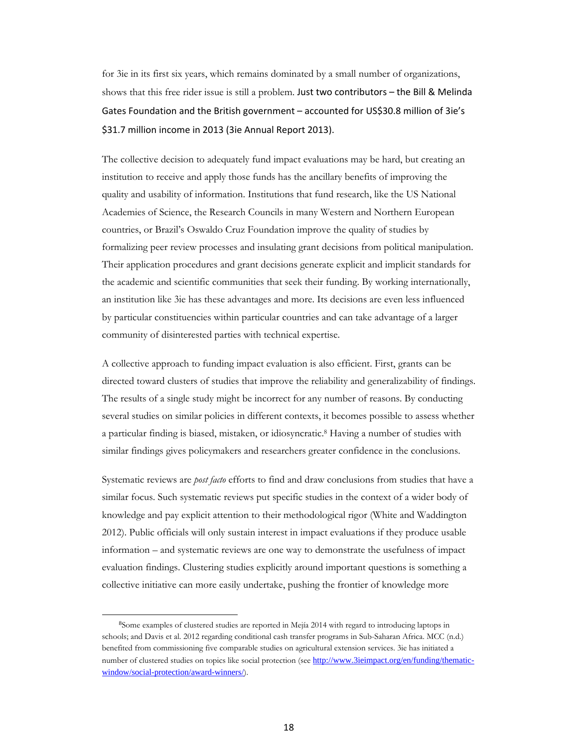for 3ie in its first six years, which remains dominated by a small number of organizations, shows that this free rider issue is still a problem. Just two contributors – the Bill & Melinda Gates Foundation and the British government – accounted for US$30.8 million of 3ie's $31.7 million income in 2013 (3ie Annual Report 2013).

The collective decision to adequately fund impact evaluations may be hard, but creating an institution to receive and apply those funds has the ancillary benefits of improving the quality and usability of information. Institutions that fund research, like the US National Academies of Science, the Research Councils in many Western and Northern European countries, or Brazil's Oswaldo Cruz Foundation improve the quality of studies by formalizing peer review processes and insulating grant decisions from political manipulation. Their application procedures and grant decisions generate explicit and implicit standards for the academic and scientific communities that seek their funding. By working internationally, an institution like 3ie has these advantages and more. Its decisions are even less influenced by particular constituencies within particular countries and can take advantage of a larger community of disinterested parties with technical expertise.

A collective approach to funding impact evaluation is also efficient. First, grants can be directed toward clusters of studies that improve the reliability and generalizability of findings. The results of a single study might be incorrect for any number of reasons. By conducting several studies on similar policies in different contexts, it becomes possible to assess whether a particular finding is biased, mistaken, or idiosyncratic.[8] Having a number of studies with similar findings gives policymakers and researchers greater confidence in the conclusions.

Systematic reviews are *post facto* efforts to find and draw conclusions from studies that have a similar focus. Such systematic reviews put specific studies in the context of a wider body of knowledge and pay explicit attention to their methodological rigor (White and Waddington 2012). Public officials will only sustain interest in impact evaluations if they produce usable information – and systematic reviews are one way to demonstrate the usefulness of impact evaluation findings. Clustering studies explicitly around important questions is something a collective initiative can more easily undertake, pushing the frontier of knowledge more

[8] Some examples of clustered studies are reported in Mejía 2014 with regard to introducing laptops in schools; and Davis et al. 2012 regarding conditional cash transfer programs in Sub-Saharan Africa. MCC (n.d.) benefited from commissioning five comparable studies on agricultural extension services. 3ie has initiated a number of clustered studies on topics like social protection (see http://www.3ieimpact.org/en/funding/thematic-window/social-protection/award-winners/).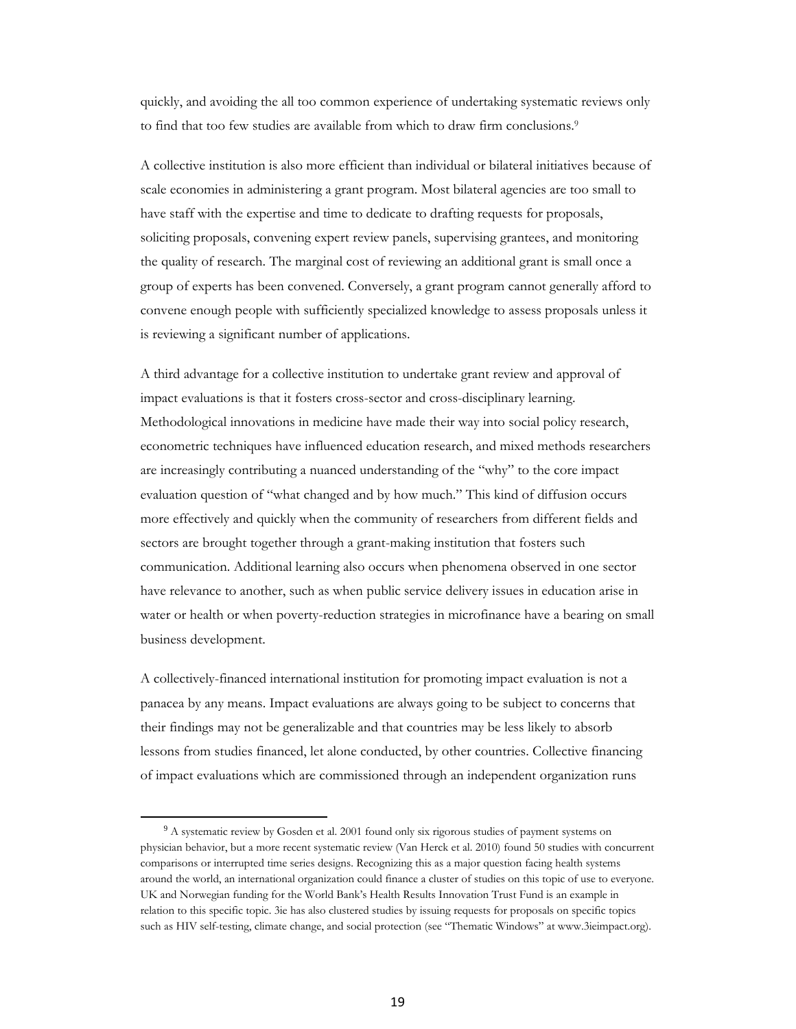quickly, and avoiding the all too common experience of undertaking systematic reviews only to find that too few studies are available from which to draw firm conclusions.[9]

A collective institution is also more efficient than individual or bilateral initiatives because of scale economies in administering a grant program. Most bilateral agencies are too small to have staff with the expertise and time to dedicate to drafting requests for proposals, soliciting proposals, convening expert review panels, supervising grantees, and monitoring the quality of research. The marginal cost of reviewing an additional grant is small once a group of experts has been convened. Conversely, a grant program cannot generally afford to convene enough people with sufficiently specialized knowledge to assess proposals unless it is reviewing a significant number of applications.

A third advantage for a collective institution to undertake grant review and approval of impact evaluations is that it fosters cross-sector and cross-disciplinary learning. Methodological innovations in medicine have made their way into social policy research, econometric techniques have influenced education research, and mixed methods researchers are increasingly contributing a nuanced understanding of the "why" to the core impact evaluation question of "what changed and by how much." This kind of diffusion occurs more effectively and quickly when the community of researchers from different fields and sectors are brought together through a grant-making institution that fosters such communication. Additional learning also occurs when phenomena observed in one sector have relevance to another, such as when public service delivery issues in education arise in water or health or when poverty-reduction strategies in microfinance have a bearing on small business development.

A collectively-financed international institution for promoting impact evaluation is not a panacea by any means. Impact evaluations are always going to be subject to concerns that their findings may not be generalizable and that countries may be less likely to absorb lessons from studies financed, let alone conducted, by other countries. Collective financing of impact evaluations which are commissioned through an independent organization runs

[9] A systematic review by Gosden et al. 2001 found only six rigorous studies of payment systems on physician behavior, but a more recent systematic review (Van Herck et al. 2010) found 50 studies with concurrent comparisons or interrupted time series designs. Recognizing this as a major question facing health systems around the world, an international organization could finance a cluster of studies on this topic of use to everyone. UK and Norwegian funding for the World Bank's Health Results Innovation Trust Fund is an example in relation to this specific topic. 3ie has also clustered studies by issuing requests for proposals on specific topics such as HIV self-testing, climate change, and social protection (see "Thematic Windows" at www.3ieimpact.org).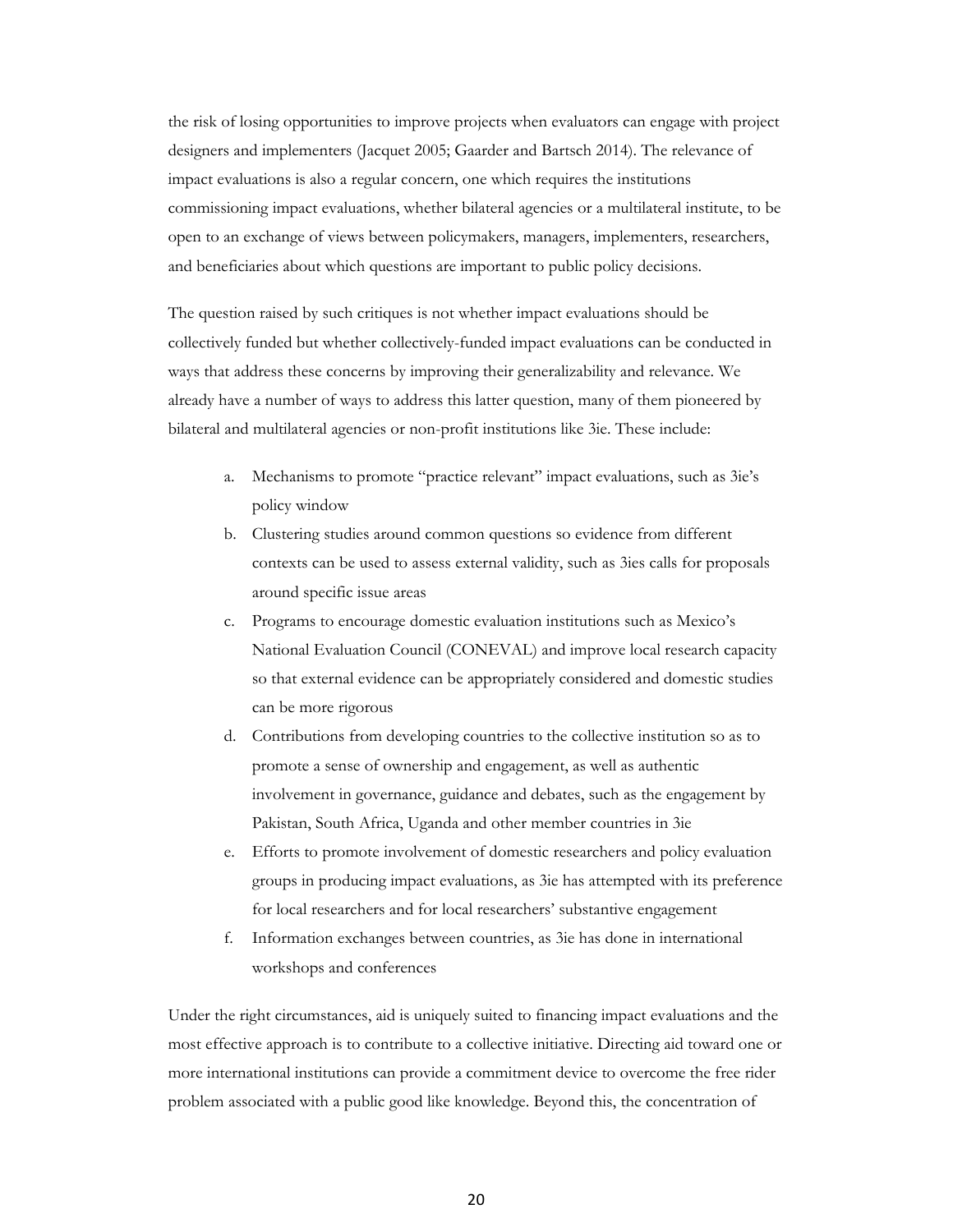the risk of losing opportunities to improve projects when evaluators can engage with project designers and implementers (Jacquet 2005; Gaarder and Bartsch 2014). The relevance of impact evaluations is also a regular concern, one which requires the institutions commissioning impact evaluations, whether bilateral agencies or a multilateral institute, to be open to an exchange of views between policymakers, managers, implementers, researchers, and beneficiaries about which questions are important to public policy decisions.

The question raised by such critiques is not whether impact evaluations should be collectively funded but whether collectively-funded impact evaluations can be conducted in ways that address these concerns by improving their generalizability and relevance. We already have a number of ways to address this latter question, many of them pioneered by bilateral and multilateral agencies or non-profit institutions like 3ie. These include:

a. Mechanisms to promote "practice relevant" impact evaluations, such as 3ie's policy window
b. Clustering studies around common questions so evidence from different contexts can be used to assess external validity, such as 3ies calls for proposals around specific issue areas
c. Programs to encourage domestic evaluation institutions such as Mexico's National Evaluation Council (CONEVAL) and improve local research capacity so that external evidence can be appropriately considered and domestic studies can be more rigorous
d. Contributions from developing countries to the collective institution so as to promote a sense of ownership and engagement, as well as authentic involvement in governance, guidance and debates, such as the engagement by Pakistan, South Africa, Uganda and other member countries in 3ie
e. Efforts to promote involvement of domestic researchers and policy evaluation groups in producing impact evaluations, as 3ie has attempted with its preference for local researchers and for local researchers' substantive engagement
f. Information exchanges between countries, as 3ie has done in international workshops and conferences

Under the right circumstances, aid is uniquely suited to financing impact evaluations and the most effective approach is to contribute to a collective initiative. Directing aid toward one or more international institutions can provide a commitment device to overcome the free rider problem associated with a public good like knowledge. Beyond this, the concentration of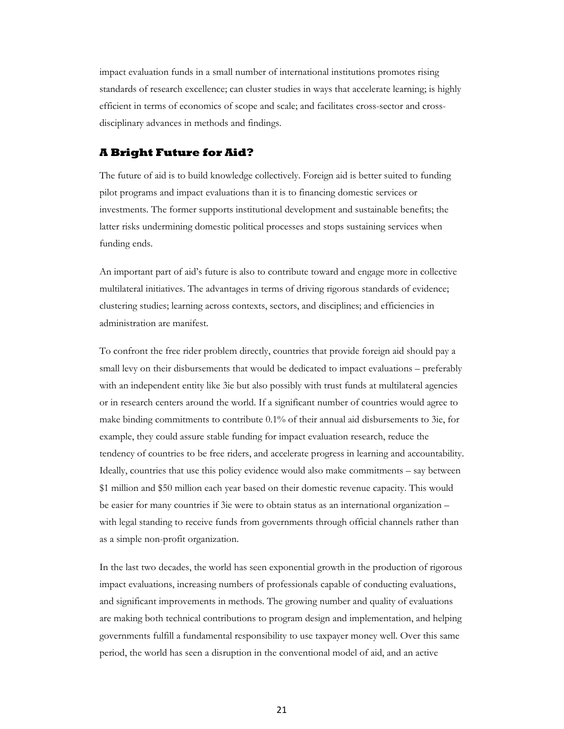impact evaluation funds in a small number of international institutions promotes rising standards of research excellence; can cluster studies in ways that accelerate learning; is highly efficient in terms of economics of scope and scale; and facilitates cross-sector and cross-disciplinary advances in methods and findings.

## A Bright Future for Aid?

The future of aid is to build knowledge collectively. Foreign aid is better suited to funding pilot programs and impact evaluations than it is to financing domestic services or investments. The former supports institutional development and sustainable benefits; the latter risks undermining domestic political processes and stops sustaining services when funding ends.

An important part of aid's future is also to contribute toward and engage more in collective multilateral initiatives. The advantages in terms of driving rigorous standards of evidence; clustering studies; learning across contexts, sectors, and disciplines; and efficiencies in administration are manifest.

To confront the free rider problem directly, countries that provide foreign aid should pay a small levy on their disbursements that would be dedicated to impact evaluations – preferably with an independent entity like 3ie but also possibly with trust funds at multilateral agencies or in research centers around the world. If a significant number of countries would agree to make binding commitments to contribute 0.1% of their annual aid disbursements to 3ie, for example, they could assure stable funding for impact evaluation research, reduce the tendency of countries to be free riders, and accelerate progress in learning and accountability. Ideally, countries that use this policy evidence would also make commitments – say between $1 million and $50 million each year based on their domestic revenue capacity. This would be easier for many countries if 3ie were to obtain status as an international organization – with legal standing to receive funds from governments through official channels rather than as a simple non-profit organization.

In the last two decades, the world has seen exponential growth in the production of rigorous impact evaluations, increasing numbers of professionals capable of conducting evaluations, and significant improvements in methods. The growing number and quality of evaluations are making both technical contributions to program design and implementation, and helping governments fulfill a fundamental responsibility to use taxpayer money well. Over this same period, the world has seen a disruption in the conventional model of aid, and an active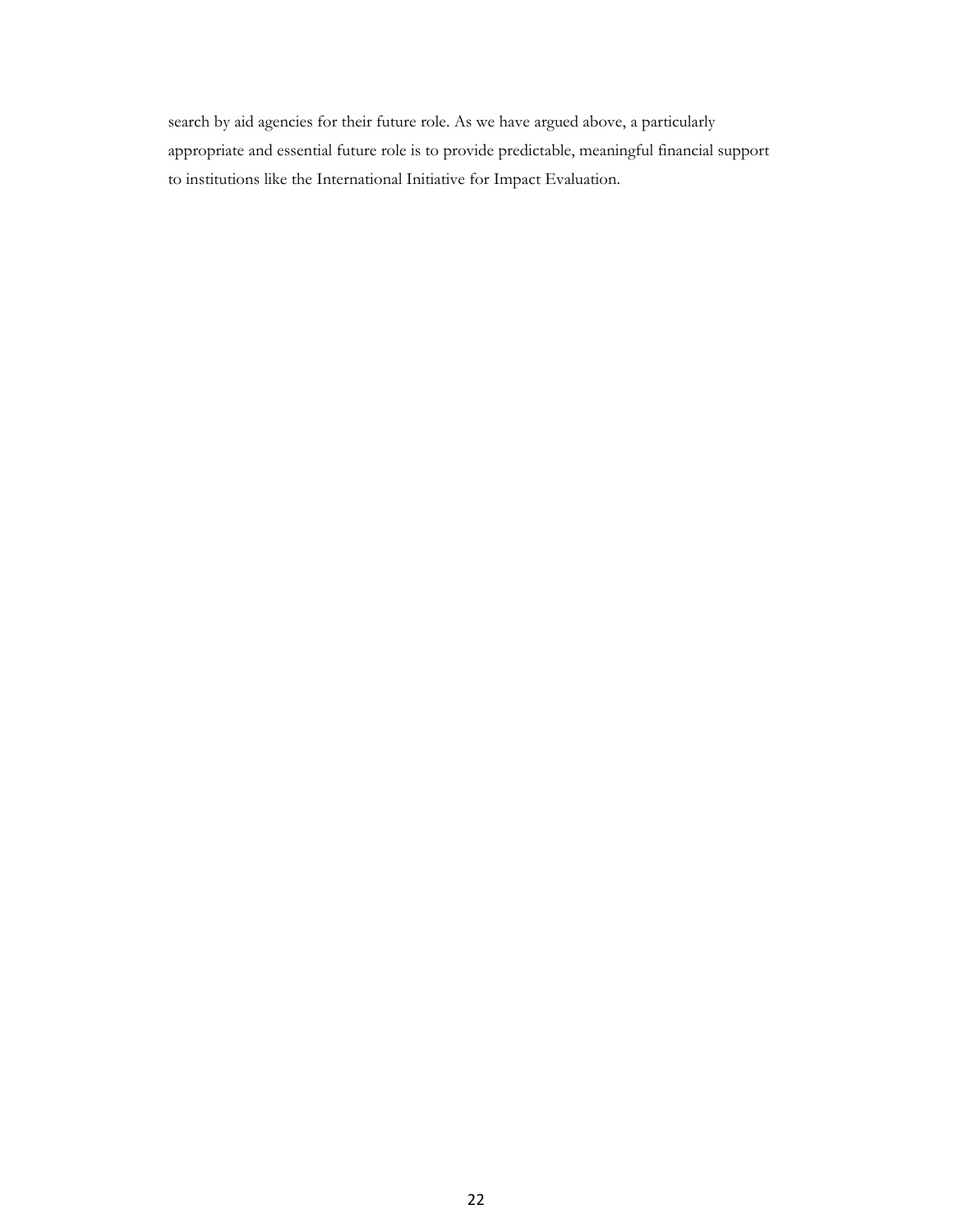search by aid agencies for their future role. As we have argued above, a particularly appropriate and essential future role is to provide predictable, meaningful financial support to institutions like the International Initiative for Impact Evaluation.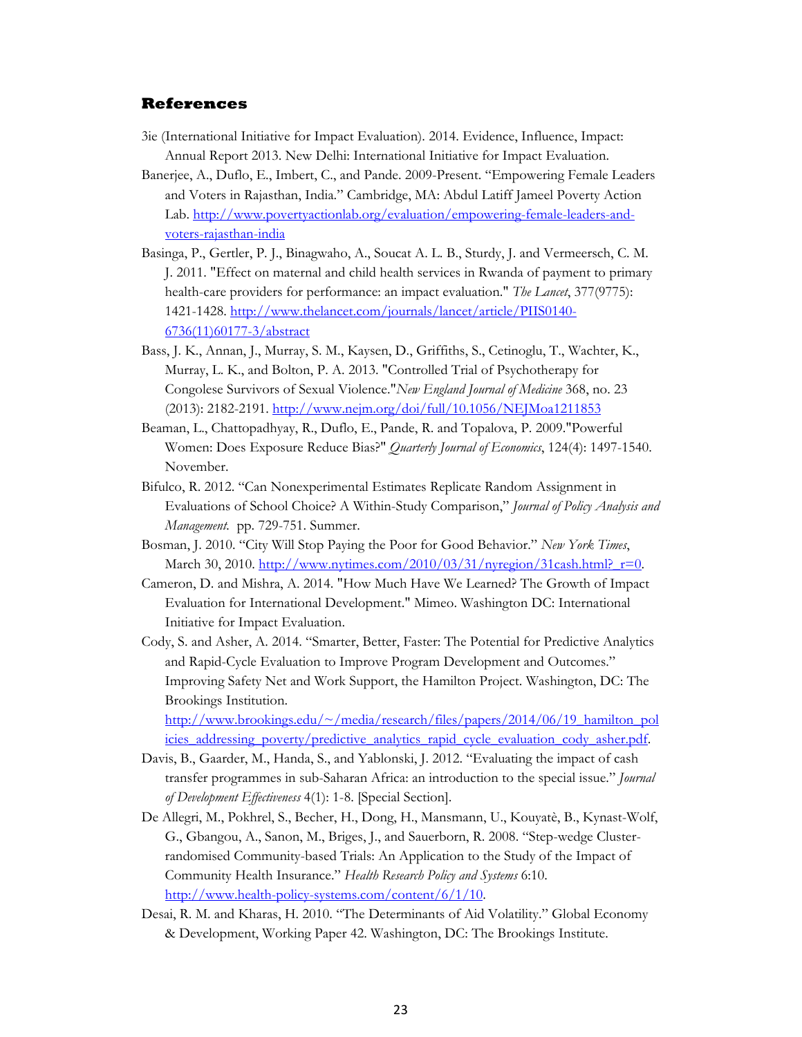## References

3ie (International Initiative for Impact Evaluation). 2014. Evidence, Influence, Impact: Annual Report 2013. New Delhi: International Initiative for Impact Evaluation.

Banerjee, A., Duflo, E., Imbert, C., and Pande. 2009-Present. "Empowering Female Leaders and Voters in Rajasthan, India." Cambridge, MA: Abdul Latiff Jameel Poverty Action Lab. http://www.povertyactionlab.org/evaluation/empowering-female-leaders-and-voters-rajasthan-india

Basinga, P., Gertler, P. J., Binagwaho, A., Soucat A. L. B., Sturdy, J. and Vermeersch, C. M. J. 2011. "Effect on maternal and child health services in Rwanda of payment to primary health-care providers for performance: an impact evaluation." *The Lancet*, 377(9775): 1421-1428. http://www.thelancet.com/journals/lancet/article/PIIS0140-6736(11)60177-3/abstract

Bass, J. K., Annan, J., Murray, S. M., Kaysen, D., Griffiths, S., Cetinoglu, T., Wachter, K., Murray, L. K., and Bolton, P. A. 2013. "Controlled Trial of Psychotherapy for Congolese Survivors of Sexual Violence."*New England Journal of Medicine* 368, no. 23 (2013): 2182-2191. http://www.nejm.org/doi/full/10.1056/NEJMoa1211853

Beaman, L., Chattopadhyay, R., Duflo, E., Pande, R. and Topalova, P. 2009."Powerful Women: Does Exposure Reduce Bias?" *Quarterly Journal of Economics*, 124(4): 1497-1540. November.

Bifulco, R. 2012. "Can Nonexperimental Estimates Replicate Random Assignment in Evaluations of School Choice? A Within-Study Comparison," *Journal of Policy Analysis and Management*. pp. 729-751. Summer.

Bosman, J. 2010. "City Will Stop Paying the Poor for Good Behavior." *New York Times*, March 30, 2010. http://www.nytimes.com/2010/03/31/nyregion/31cash.html?_r=0.

Cameron, D. and Mishra, A. 2014. "How Much Have We Learned? The Growth of Impact Evaluation for International Development." Mimeo. Washington DC: International Initiative for Impact Evaluation.

Cody, S. and Asher, A. 2014. "Smarter, Better, Faster: The Potential for Predictive Analytics and Rapid-Cycle Evaluation to Improve Program Development and Outcomes." Improving Safety Net and Work Support, the Hamilton Project. Washington, DC: The Brookings Institution. http://www.brookings.edu/~/media/research/files/papers/2014/06/19_hamilton_policies_addressing_poverty/predictive_analytics_rapid_cycle_evaluation_cody_asher.pdf.

Davis, B., Gaarder, M., Handa, S., and Yablonski, J. 2012. "Evaluating the impact of cash transfer programmes in sub-Saharan Africa: an introduction to the special issue." *Journal of Development Effectiveness* 4(1): 1-8. [Special Section].

De Allegri, M., Pokhrel, S., Becher, H., Dong, H., Mansmann, U., Kouyatè, B., Kynast-Wolf, G., Gbangou, A., Sanon, M., Briges, J., and Sauerborn, R. 2008. "Step-wedge Cluster-randomised Community-based Trials: An Application to the Study of the Impact of Community Health Insurance." *Health Research Policy and Systems* 6:10. http://www.health-policy-systems.com/content/6/1/10.

Desai, R. M. and Kharas, H. 2010. "The Determinants of Aid Volatility." Global Economy & Development, Working Paper 42. Washington, DC: The Brookings Institute.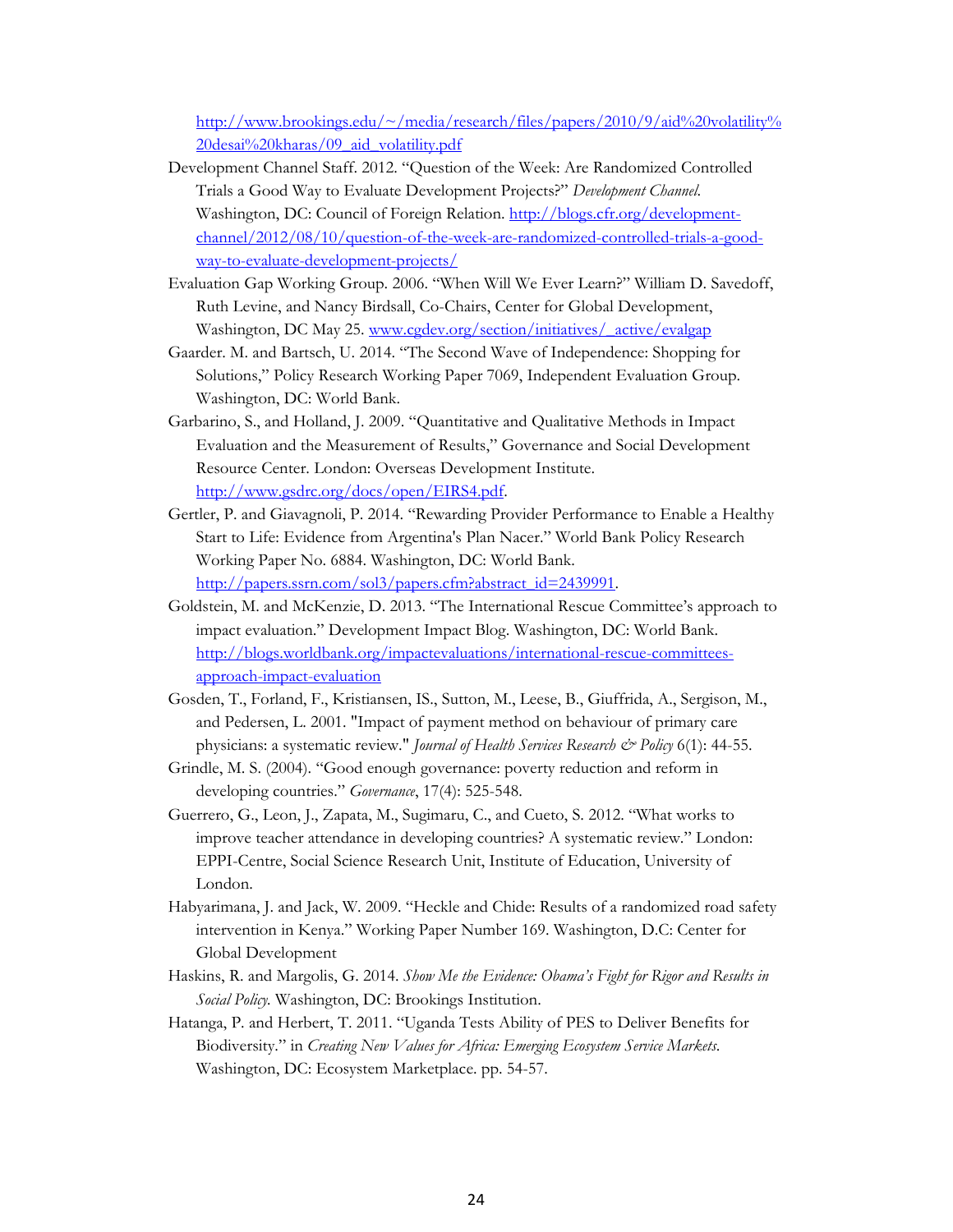http://www.brookings.edu/~/media/research/files/papers/2010/9/aid%20volatility%20desai%20kharas/09_aid_volatility.pdf

Development Channel Staff. 2012. "Question of the Week: Are Randomized Controlled Trials a Good Way to Evaluate Development Projects?" *Development Channel.* Washington, DC: Council of Foreign Relation. http://blogs.cfr.org/development-channel/2012/08/10/question-of-the-week-are-randomized-controlled-trials-a-good-way-to-evaluate-development-projects/

Evaluation Gap Working Group. 2006. "When Will We Ever Learn?" William D. Savedoff, Ruth Levine, and Nancy Birdsall, Co-Chairs, Center for Global Development, Washington, DC May 25. www.cgdev.org/section/initiatives/_active/evalgap

Gaarder. M. and Bartsch, U. 2014. "The Second Wave of Independence: Shopping for Solutions," Policy Research Working Paper 7069, Independent Evaluation Group. Washington, DC: World Bank.

Garbarino, S., and Holland, J. 2009. "Quantitative and Qualitative Methods in Impact Evaluation and the Measurement of Results," Governance and Social Development Resource Center. London: Overseas Development Institute. http://www.gsdrc.org/docs/open/EIRS4.pdf.

Gertler, P. and Giavagnoli, P. 2014. "Rewarding Provider Performance to Enable a Healthy Start to Life: Evidence from Argentina's Plan Nacer." World Bank Policy Research Working Paper No. 6884. Washington, DC: World Bank. http://papers.ssrn.com/sol3/papers.cfm?abstract_id=2439991.

Goldstein, M. and McKenzie, D. 2013. "The International Rescue Committee's approach to impact evaluation." Development Impact Blog. Washington, DC: World Bank. http://blogs.worldbank.org/impactevaluations/international-rescue-committees-approach-impact-evaluation

Gosden, T., Forland, F., Kristiansen, IS., Sutton, M., Leese, B., Giuffrida, A., Sergison, M., and Pedersen, L. 2001. "Impact of payment method on behaviour of primary care physicians: a systematic review." *Journal of Health Services Research & Policy* 6(1): 44-55.

Grindle, M. S. (2004). "Good enough governance: poverty reduction and reform in developing countries." *Governance*, 17(4): 525-548.

Guerrero, G., Leon, J., Zapata, M., Sugimaru, C., and Cueto, S. 2012. "What works to improve teacher attendance in developing countries? A systematic review." London: EPPI-Centre, Social Science Research Unit, Institute of Education, University of London.

Habyarimana, J. and Jack, W. 2009. "Heckle and Chide: Results of a randomized road safety intervention in Kenya." Working Paper Number 169. Washington, D.C: Center for Global Development

Haskins, R. and Margolis, G. 2014. *Show Me the Evidence: Obama's Fight for Rigor and Results in Social Policy.* Washington, DC: Brookings Institution.

Hatanga, P. and Herbert, T. 2011. "Uganda Tests Ability of PES to Deliver Benefits for Biodiversity." in *Creating New Values for Africa: Emerging Ecosystem Service Markets.* Washington, DC: Ecosystem Marketplace. pp. 54-57.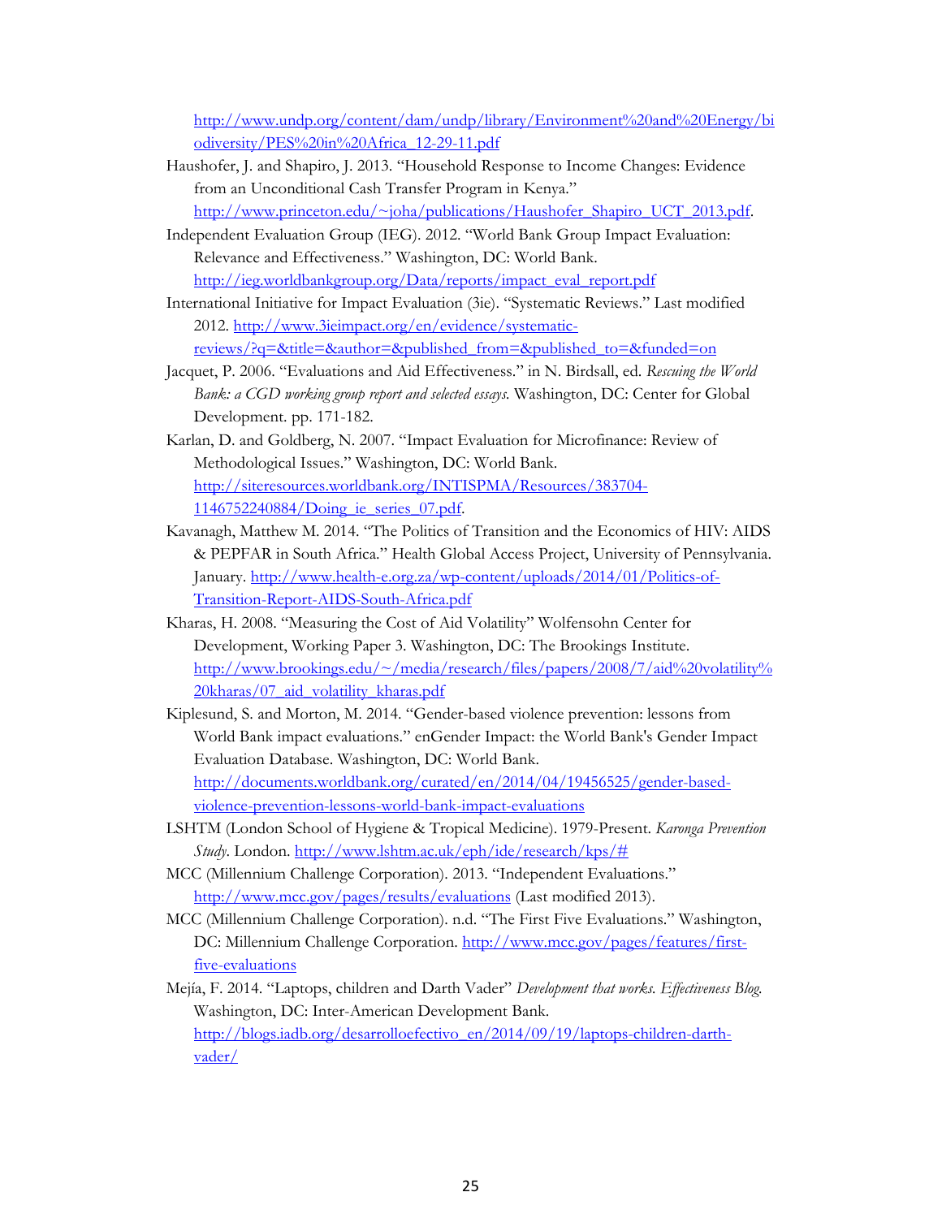http://www.undp.org/content/dam/undp/library/Environment%20and%20Energy/biodiversity/PES%20in%20Africa_12-29-11.pdf

Haushofer, J. and Shapiro, J. 2013. "Household Response to Income Changes: Evidence from an Unconditional Cash Transfer Program in Kenya." http://www.princeton.edu/~joha/publications/Haushofer_Shapiro_UCT_2013.pdf.

Independent Evaluation Group (IEG). 2012. "World Bank Group Impact Evaluation: Relevance and Effectiveness." Washington, DC: World Bank. http://ieg.worldbankgroup.org/Data/reports/impact_eval_report.pdf

International Initiative for Impact Evaluation (3ie). "Systematic Reviews." Last modified 2012. http://www.3ieimpact.org/en/evidence/systematic-reviews/?q=&title=&author=&published_from=&published_to=&funded=on

Jacquet, P. 2006. "Evaluations and Aid Effectiveness." in N. Birdsall, ed. *Rescuing the World Bank: a CGD working group report and selected essays.* Washington, DC: Center for Global Development. pp. 171-182.

Karlan, D. and Goldberg, N. 2007. "Impact Evaluation for Microfinance: Review of Methodological Issues." Washington, DC: World Bank. http://siteresources.worldbank.org/INTISPMA/Resources/383704-1146752240884/Doing_ie_series_07.pdf.

Kavanagh, Matthew M. 2014. "The Politics of Transition and the Economics of HIV: AIDS & PEPFAR in South Africa." Health Global Access Project, University of Pennsylvania. January. http://www.health-e.org.za/wp-content/uploads/2014/01/Politics-of-Transition-Report-AIDS-South-Africa.pdf

Kharas, H. 2008. "Measuring the Cost of Aid Volatility" Wolfensohn Center for Development, Working Paper 3. Washington, DC: The Brookings Institute. http://www.brookings.edu/~/media/research/files/papers/2008/7/aid%20volatility%20kharas/07_aid_volatility_kharas.pdf

Kiplesund, S. and Morton, M. 2014. "Gender-based violence prevention: lessons from World Bank impact evaluations." enGender Impact: the World Bank's Gender Impact Evaluation Database. Washington, DC: World Bank. http://documents.worldbank.org/curated/en/2014/04/19456525/gender-based-violence-prevention-lessons-world-bank-impact-evaluations

LSHTM (London School of Hygiene & Tropical Medicine). 1979-Present. *Karonga Prevention Study*. London. http://www.lshtm.ac.uk/eph/ide/research/kps/#

MCC (Millennium Challenge Corporation). 2013. "Independent Evaluations." http://www.mcc.gov/pages/results/evaluations (Last modified 2013).

MCC (Millennium Challenge Corporation). n.d. "The First Five Evaluations." Washington, DC: Millennium Challenge Corporation. http://www.mcc.gov/pages/features/first-five-evaluations

Mejía, F. 2014. "Laptops, children and Darth Vader" *Development that works. Effectiveness Blog.* Washington, DC: Inter-American Development Bank. http://blogs.iadb.org/desarrolloefectivo_en/2014/09/19/laptops-children-darth-vader/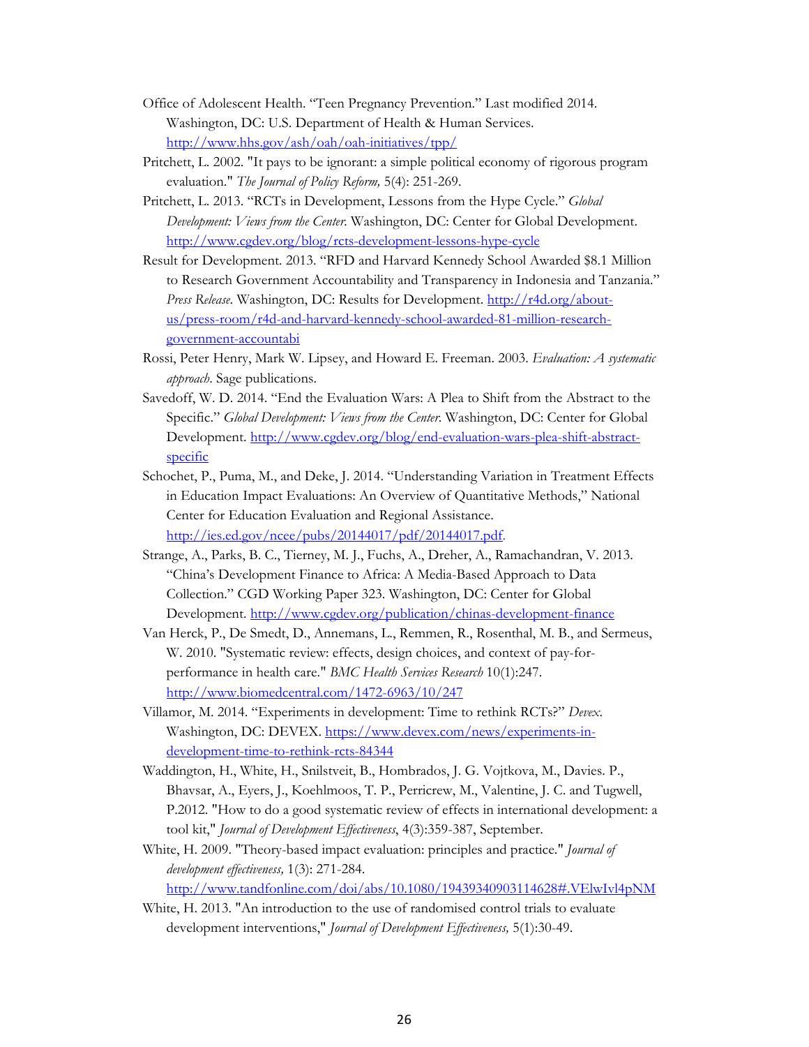Office of Adolescent Health. "Teen Pregnancy Prevention." Last modified 2014. Washington, DC: U.S. Department of Health & Human Services. http://www.hhs.gov/ash/oah/oah-initiatives/tpp/

Pritchett, L. 2002. "It pays to be ignorant: a simple political economy of rigorous program evaluation." *The Journal of Policy Reform,* 5(4): 251-269.

Pritchett, L. 2013. "RCTs in Development, Lessons from the Hype Cycle." *Global Development: Views from the Center.* Washington, DC: Center for Global Development. http://www.cgdev.org/blog/rcts-development-lessons-hype-cycle

Result for Development. 2013. "RFD and Harvard Kennedy School Awarded $8.1 Million to Research Government Accountability and Transparency in Indonesia and Tanzania." *Press Release.* Washington, DC: Results for Development. http://r4d.org/about-us/press-room/r4d-and-harvard-kennedy-school-awarded-81-million-research-government-accountabi

Rossi, Peter Henry, Mark W. Lipsey, and Howard E. Freeman. 2003. *Evaluation: A systematic approach.* Sage publications.

Savedoff, W. D. 2014. "End the Evaluation Wars: A Plea to Shift from the Abstract to the Specific." *Global Development: Views from the Center.* Washington, DC: Center for Global Development. http://www.cgdev.org/blog/end-evaluation-wars-plea-shift-abstract-specific

Schochet, P., Puma, M., and Deke, J. 2014. "Understanding Variation in Treatment Effects in Education Impact Evaluations: An Overview of Quantitative Methods," National Center for Education Evaluation and Regional Assistance. http://ies.ed.gov/ncee/pubs/20144017/pdf/20144017.pdf.

Strange, A., Parks, B. C., Tierney, M. J., Fuchs, A., Dreher, A., Ramachandran, V. 2013. "China's Development Finance to Africa: A Media-Based Approach to Data Collection." CGD Working Paper 323. Washington, DC: Center for Global Development. http://www.cgdev.org/publication/chinas-development-finance

Van Herck, P., De Smedt, D., Annemans, L., Remmen, R., Rosenthal, M. B., and Sermeus, W. 2010. "Systematic review: effects, design choices, and context of pay-for-performance in health care." *BMC Health Services Research* 10(1):247. http://www.biomedcentral.com/1472-6963/10/247

Villamor, M. 2014. "Experiments in development: Time to rethink RCTs?" *Devex.* Washington, DC: DEVEX. https://www.devex.com/news/experiments-in-development-time-to-rethink-rcts-84344

Waddington, H., White, H., Snilstveit, B., Hombrados, J. G. Vojtkova, M., Davies. P., Bhavsar, A., Eyers, J., Koehlmoos, T. P., Perricrew, M., Valentine, J. C. and Tugwell, P.2012. "How to do a good systematic review of effects in international development: a tool kit," *Journal of Development Effectiveness*, 4(3):359-387, September.

White, H. 2009. "Theory-based impact evaluation: principles and practice." *Journal of development effectiveness,* 1(3): 271-284. http://www.tandfonline.com/doi/abs/10.1080/19439340903114628#.VElwIvl4pNM

White, H. 2013. "An introduction to the use of randomised control trials to evaluate development interventions," *Journal of Development Effectiveness,* 5(1):30-49.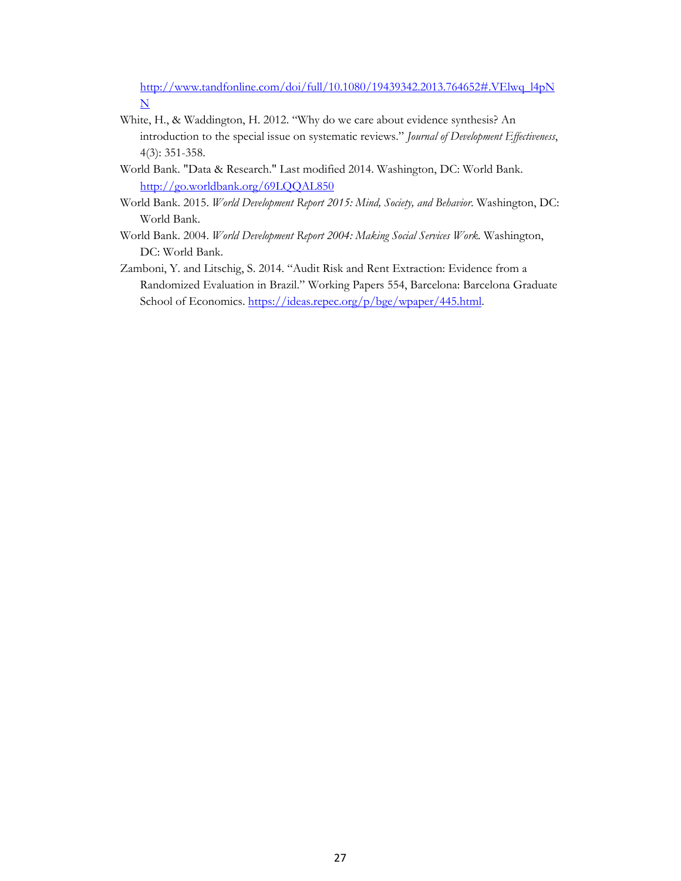http://www.tandfonline.com/doi/full/10.1080/19439342.2013.764652#.VElwq_l4pNN

White, H., & Waddington, H. 2012. "Why do we care about evidence synthesis? An introduction to the special issue on systematic reviews." *Journal of Development Effectiveness*, 4(3): 351-358.

World Bank. "Data & Research." Last modified 2014. Washington, DC: World Bank. http://go.worldbank.org/69LQQAL850

World Bank. 2015. *World Development Report 2015: Mind, Society, and Behavior*. Washington, DC: World Bank.

World Bank. 2004. *World Development Report 2004: Making Social Services Work*. Washington, DC: World Bank.

Zamboni, Y. and Litschig, S. 2014. "Audit Risk and Rent Extraction: Evidence from a Randomized Evaluation in Brazil." Working Papers 554, Barcelona: Barcelona Graduate School of Economics. https://ideas.repec.org/p/bge/wpaper/445.html.